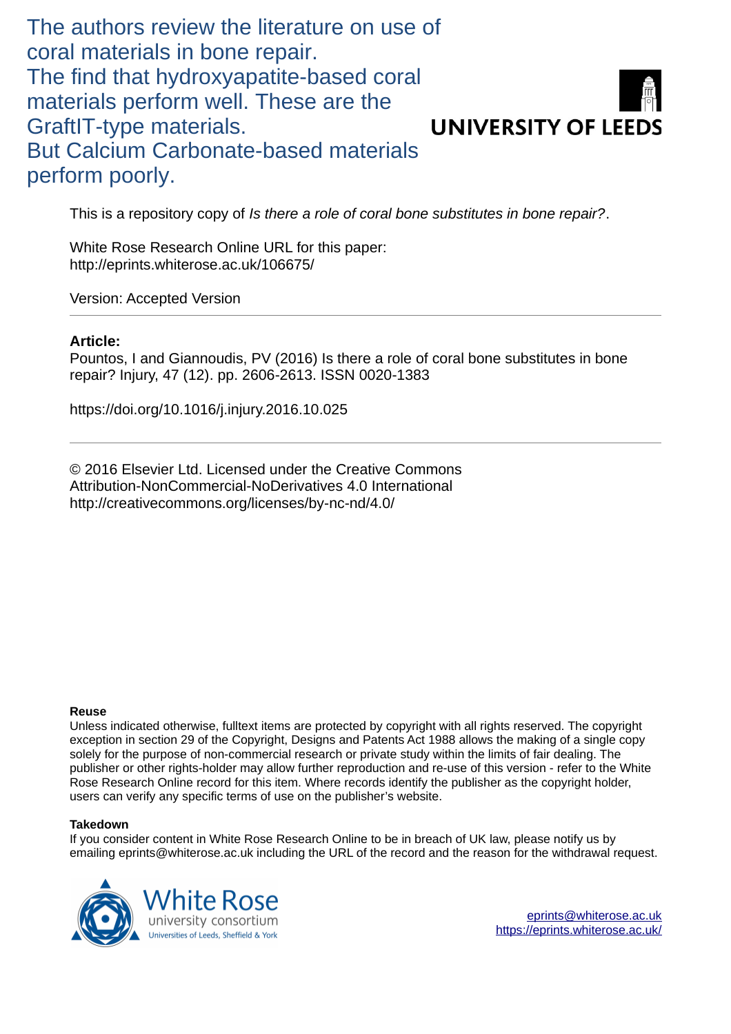The authors review the literature on use of coral materials in bone repair.
The find that hydroxyapatite-based coral materials perform well. These are the GraftIT-type materials.
But Calcium Carbonate-based materials perform poorly.

**UNIVERSITY OF LEEDS**

This is a repository copy of *Is there a role of coral bone substitutes in bone repair?*.

White Rose Research Online URL for this paper:
http://eprints.whiterose.ac.uk/106675/

Version: Accepted Version

---

**Article:**

Pountos, I and Giannoudis, PV (2016) Is there a role of coral bone substitutes in bone repair? Injury, 47 (12). pp. 2606-2613. ISSN 0020-1383

https://doi.org/10.1016/j.injury.2016.10.025

---

© 2016 Elsevier Ltd. Licensed under the Creative Commons Attribution-NonCommercial-NoDerivatives 4.0 International
http://creativecommons.org/licenses/by-nc-nd/4.0/

**Reuse**

Unless indicated otherwise, fulltext items are protected by copyright with all rights reserved. The copyright exception in section 29 of the Copyright, Designs and Patents Act 1988 allows the making of a single copy solely for the purpose of non-commercial research or private study within the limits of fair dealing. The publisher or other rights-holder may allow further reproduction and re-use of this version - refer to the White Rose Research Online record for this item. Where records identify the publisher as the copyright holder, users can verify any specific terms of use on the publisher's website.

**Takedown**

If you consider content in White Rose Research Online to be in breach of UK law, please notify us by emailing eprints@whiterose.ac.uk including the URL of the record and the reason for the withdrawal request.

White Rose university consortium
Universities of Leeds, Sheffield & York

eprints@whiterose.ac.uk
https://eprints.whiterose.ac.uk/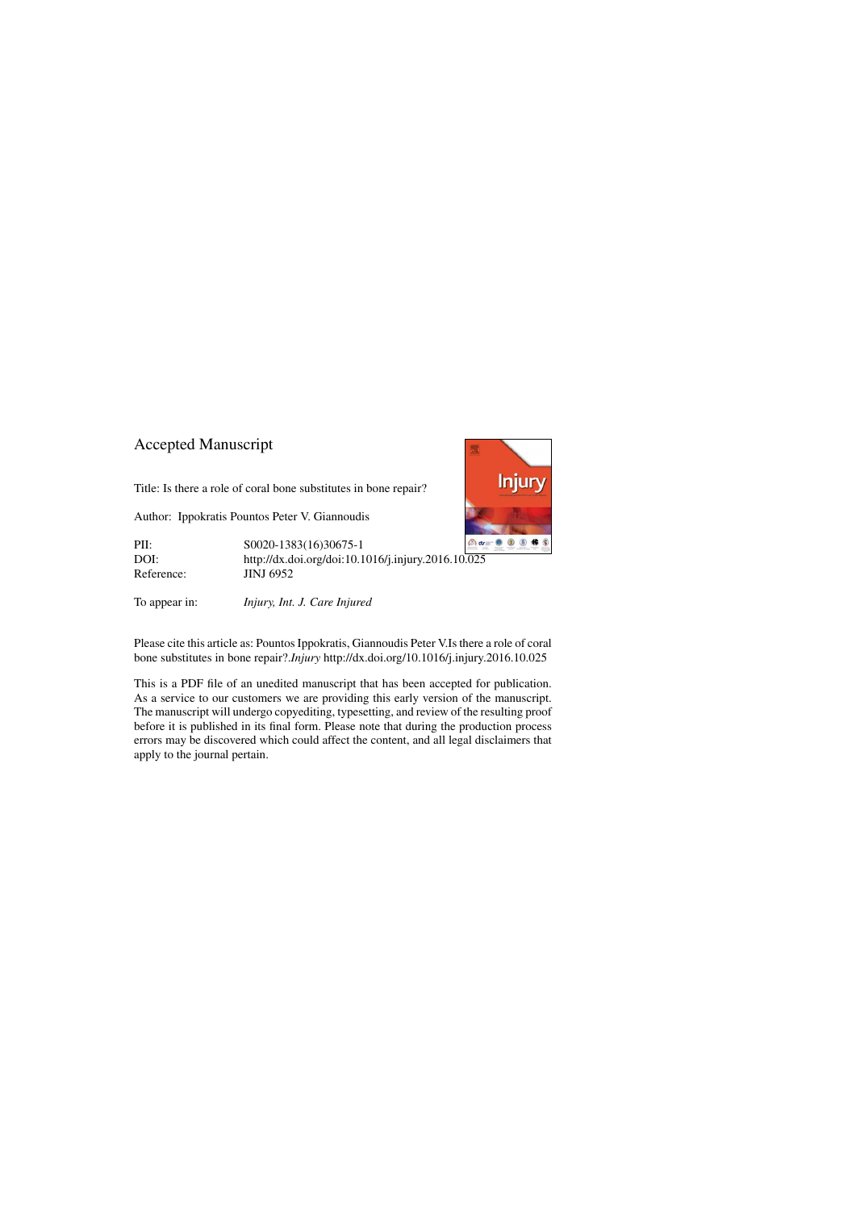Accepted Manuscript

Title: Is there a role of coral bone substitutes in bone repair?

Author: Ippokratis Pountos Peter V. Giannoudis

| | |
|---|---|
| PII: | S0020-1383(16)30675-1 |
| DOI: | http://dx.doi.org/doi:10.1016/j.injury.2016.10.025 |
| Reference: | JINJ 6952 |

To appear in: *Injury, Int. J. Care Injured*

Please cite this article as: Pountos Ippokratis, Giannoudis Peter V.Is there a role of coral bone substitutes in bone repair?.*Injury* http://dx.doi.org/10.1016/j.injury.2016.10.025

This is a PDF file of an unedited manuscript that has been accepted for publication. As a service to our customers we are providing this early version of the manuscript. The manuscript will undergo copyediting, typesetting, and review of the resulting proof before it is published in its final form. Please note that during the production process errors may be discovered which could affect the content, and all legal disclaimers that apply to the journal pertain.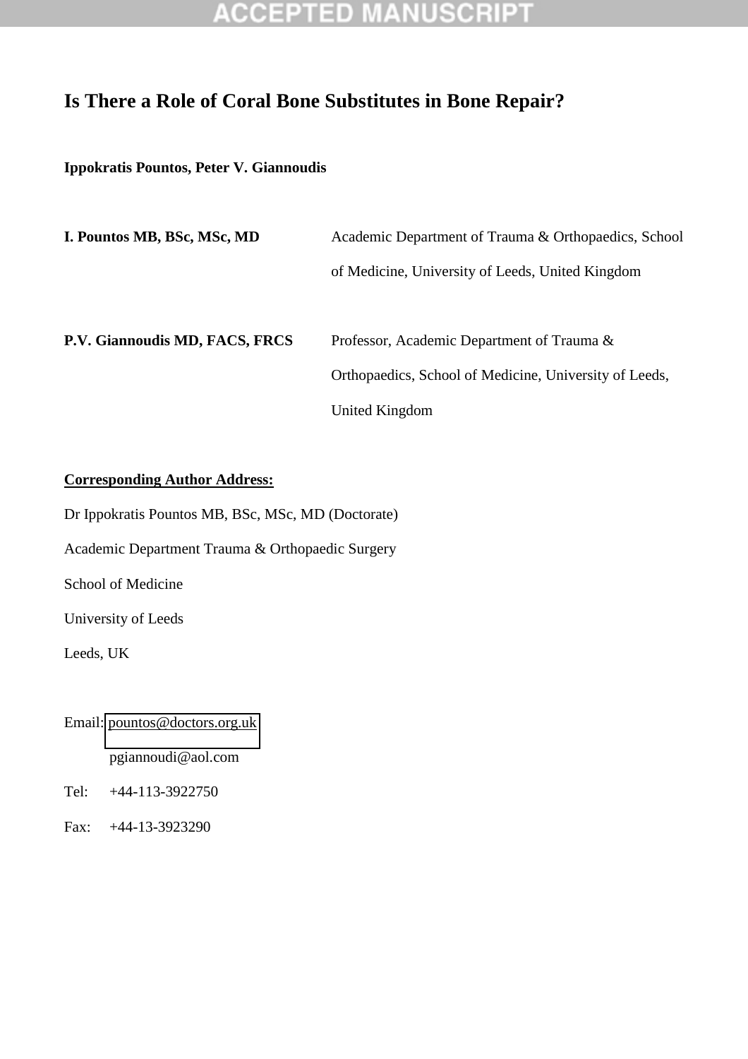# Is There a Role of Coral Bone Substitutes in Bone Repair?

**Ippokratis Pountos, Peter V. Giannoudis**

**I. Pountos MB, BSc, MSc, MD** Academic Department of Trauma & Orthopaedics, School of Medicine, University of Leeds, United Kingdom

**P.V. Giannoudis MD, FACS, FRCS** Professor, Academic Department of Trauma & Orthopaedics, School of Medicine, University of Leeds, United Kingdom

**<u>Corresponding Author Address:</u>**

Dr Ippokratis Pountos MB, BSc, MSc, MD (Doctorate)

Academic Department Trauma & Orthopaedic Surgery

School of Medicine

University of Leeds

Leeds, UK

Email: pountos@doctors.org.uk

pgiannoudi@aol.com

Tel: +44-113-3922750

Fax: +44-13-3923290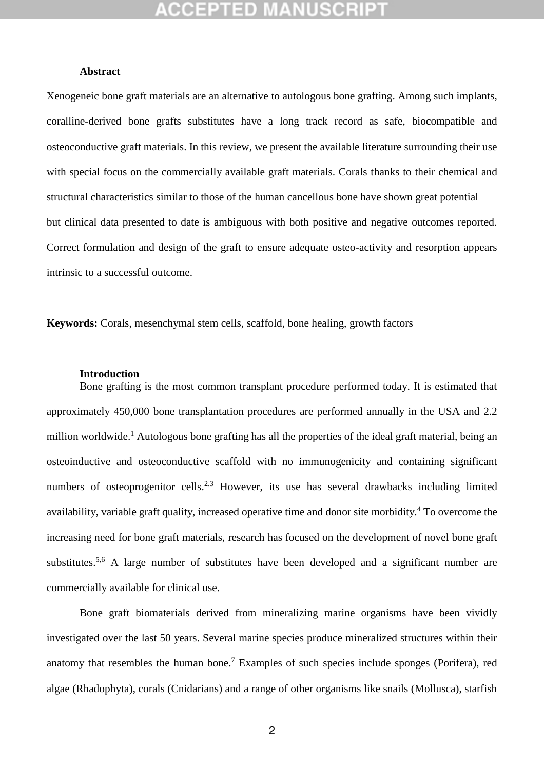## Abstract

Xenogeneic bone graft materials are an alternative to autologous bone grafting. Among such implants, coralline-derived bone grafts substitutes have a long track record as safe, biocompatible and osteoconductive graft materials. In this review, we present the available literature surrounding their use with special focus on the commercially available graft materials. Corals thanks to their chemical and structural characteristics similar to those of the human cancellous bone have shown great potential but clinical data presented to date is ambiguous with both positive and negative outcomes reported. Correct formulation and design of the graft to ensure adequate osteo-activity and resorption appears intrinsic to a successful outcome.

**Keywords:** Corals, mesenchymal stem cells, scaffold, bone healing, growth factors

## Introduction

Bone grafting is the most common transplant procedure performed today. It is estimated that approximately 450,000 bone transplantation procedures are performed annually in the USA and 2.2 million worldwide.[1] Autologous bone grafting has all the properties of the ideal graft material, being an osteoinductive and osteoconductive scaffold with no immunogenicity and containing significant numbers of osteoprogenitor cells.[2,3] However, its use has several drawbacks including limited availability, variable graft quality, increased operative time and donor site morbidity.[4] To overcome the increasing need for bone graft materials, research has focused on the development of novel bone graft substitutes.[5,6] A large number of substitutes have been developed and a significant number are commercially available for clinical use.

Bone graft biomaterials derived from mineralizing marine organisms have been vividly investigated over the last 50 years. Several marine species produce mineralized structures within their anatomy that resembles the human bone.[7] Examples of such species include sponges (Porifera), red algae (Rhadophyta), corals (Cnidarians) and a range of other organisms like snails (Mollusca), starfish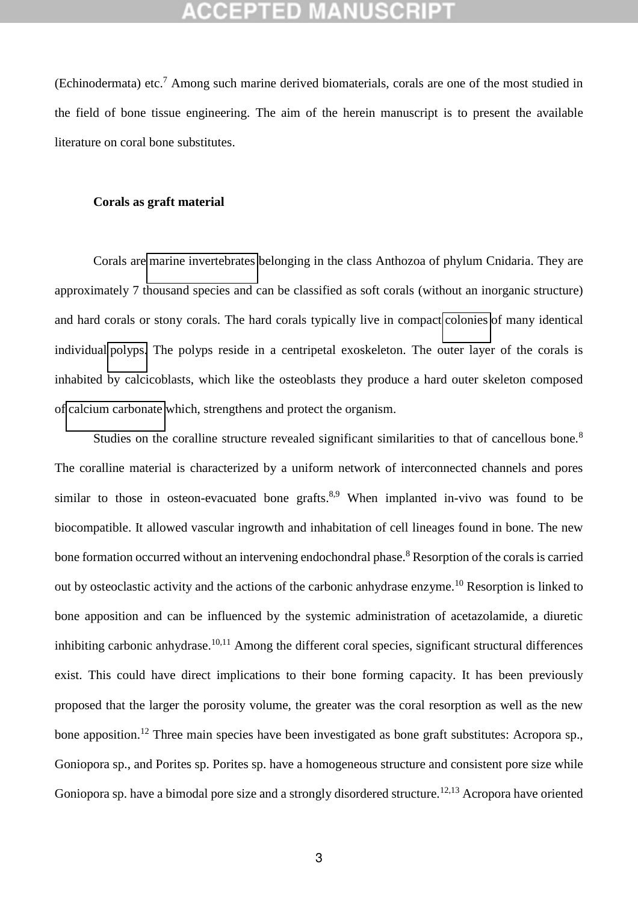(Echinodermata) etc.[7] Among such marine derived biomaterials, corals are one of the most studied in the field of bone tissue engineering. The aim of the herein manuscript is to present the available literature on coral bone substitutes.

**Corals as graft material**

Corals are marine invertebrates belonging in the class Anthozoa of phylum Cnidaria. They are approximately 7 thousand species and can be classified as soft corals (without an inorganic structure) and hard corals or stony corals. The hard corals typically live in compact colonies of many identical individual polyps. The polyps reside in a centripetal exoskeleton. The outer layer of the corals is inhabited by calcicoblasts, which like the osteoblasts they produce a hard outer skeleton composed of calcium carbonate which, strengthens and protect the organism.

Studies on the coralline structure revealed significant similarities to that of cancellous bone.[8] The coralline material is characterized by a uniform network of interconnected channels and pores similar to those in osteon-evacuated bone grafts.[8,9] When implanted in-vivo was found to be biocompatible. It allowed vascular ingrowth and inhabitation of cell lineages found in bone. The new bone formation occurred without an intervening endochondral phase.[8] Resorption of the corals is carried out by osteoclastic activity and the actions of the carbonic anhydrase enzyme.[10] Resorption is linked to bone apposition and can be influenced by the systemic administration of acetazolamide, a diuretic inhibiting carbonic anhydrase.[10,11] Among the different coral species, significant structural differences exist. This could have direct implications to their bone forming capacity. It has been previously proposed that the larger the porosity volume, the greater was the coral resorption as well as the new bone apposition.[12] Three main species have been investigated as bone graft substitutes: Acropora sp., Goniopora sp., and Porites sp. Porites sp. have a homogeneous structure and consistent pore size while Goniopora sp. have a bimodal pore size and a strongly disordered structure.[12,13] Acropora have oriented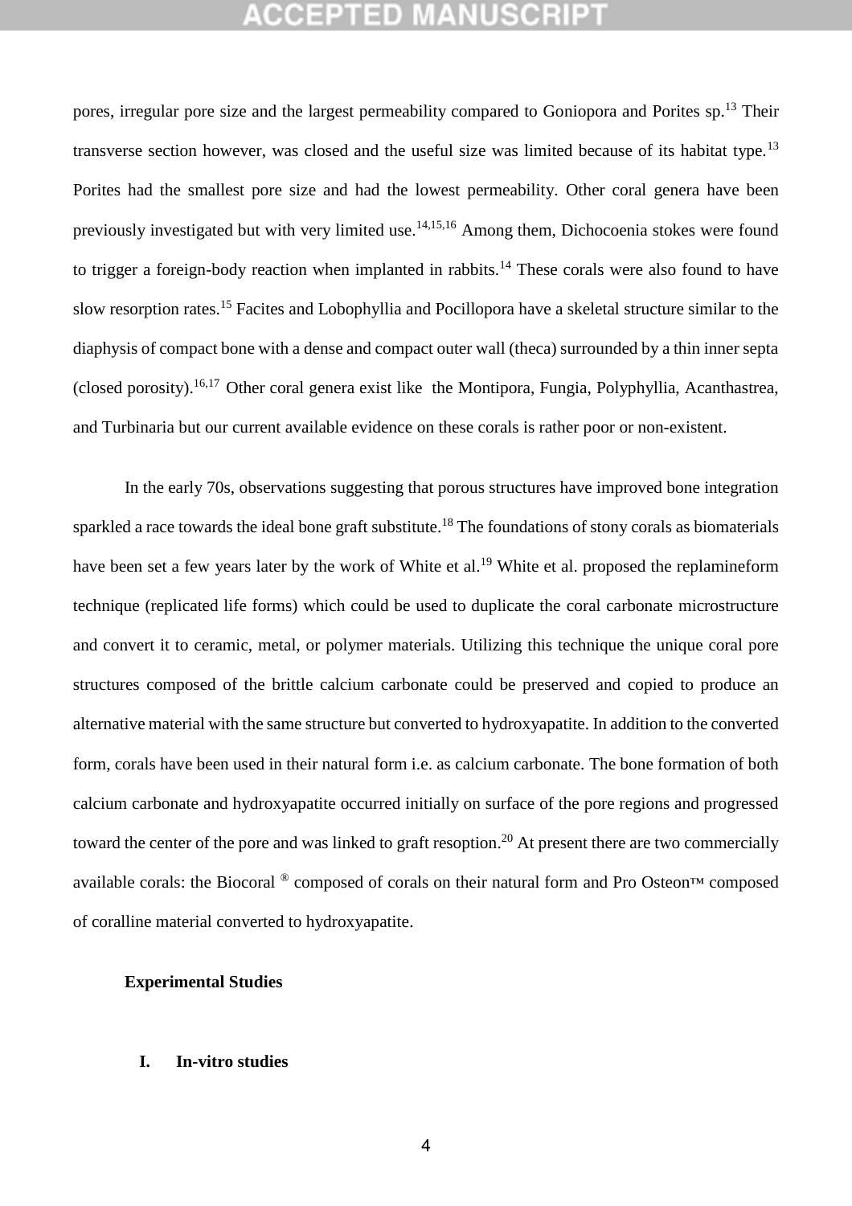pores, irregular pore size and the largest permeability compared to Goniopora and Porites sp.[13] Their transverse section however, was closed and the useful size was limited because of its habitat type.[13] Porites had the smallest pore size and had the lowest permeability. Other coral genera have been previously investigated but with very limited use.[14,15,16] Among them, Dichocoenia stokes were found to trigger a foreign-body reaction when implanted in rabbits.[14] These corals were also found to have slow resorption rates.[15] Facites and Lobophyllia and Pocillopora have a skeletal structure similar to the diaphysis of compact bone with a dense and compact outer wall (theca) surrounded by a thin inner septa (closed porosity).[16,17] Other coral genera exist like the Montipora, Fungia, Polyphyllia, Acanthastrea, and Turbinaria but our current available evidence on these corals is rather poor or non-existent.

In the early 70s, observations suggesting that porous structures have improved bone integration sparkled a race towards the ideal bone graft substitute.[18] The foundations of stony corals as biomaterials have been set a few years later by the work of White et al.[19] White et al. proposed the replamineform technique (replicated life forms) which could be used to duplicate the coral carbonate microstructure and convert it to ceramic, metal, or polymer materials. Utilizing this technique the unique coral pore structures composed of the brittle calcium carbonate could be preserved and copied to produce an alternative material with the same structure but converted to hydroxyapatite. In addition to the converted form, corals have been used in their natural form i.e. as calcium carbonate. The bone formation of both calcium carbonate and hydroxyapatite occurred initially on surface of the pore regions and progressed toward the center of the pore and was linked to graft resoption.[20] At present there are two commercially available corals: the Biocoral ® composed of corals on their natural form and Pro Osteon™ composed of coralline material converted to hydroxyapatite.

## Experimental Studies

### I. In-vitro studies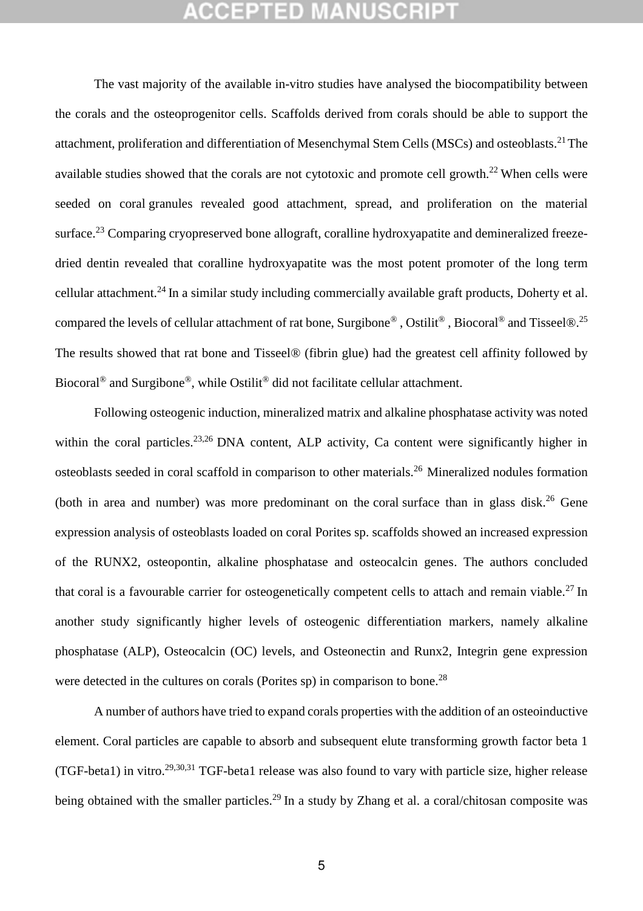The vast majority of the available in-vitro studies have analysed the biocompatibility between the corals and the osteoprogenitor cells. Scaffolds derived from corals should be able to support the attachment, proliferation and differentiation of Mesenchymal Stem Cells (MSCs) and osteoblasts.[21] The available studies showed that the corals are not cytotoxic and promote cell growth.[22] When cells were seeded on coral granules revealed good attachment, spread, and proliferation on the material surface.[23] Comparing cryopreserved bone allograft, coralline hydroxyapatite and demineralized freeze-dried dentin revealed that coralline hydroxyapatite was the most potent promoter of the long term cellular attachment.[24] In a similar study including commercially available graft products, Doherty et al. compared the levels of cellular attachment of rat bone, Surgibone®, Ostilit®, Biocoral® and Tisseel®.[25] The results showed that rat bone and Tisseel® (fibrin glue) had the greatest cell affinity followed by Biocoral® and Surgibone®, while Ostilit® did not facilitate cellular attachment.

Following osteogenic induction, mineralized matrix and alkaline phosphatase activity was noted within the coral particles.[23,26] DNA content, ALP activity, Ca content were significantly higher in osteoblasts seeded in coral scaffold in comparison to other materials.[26] Mineralized nodules formation (both in area and number) was more predominant on the coral surface than in glass disk.[26] Gene expression analysis of osteoblasts loaded on coral Porites sp. scaffolds showed an increased expression of the RUNX2, osteopontin, alkaline phosphatase and osteocalcin genes. The authors concluded that coral is a favourable carrier for osteogenetically competent cells to attach and remain viable.[27] In another study significantly higher levels of osteogenic differentiation markers, namely alkaline phosphatase (ALP), Osteocalcin (OC) levels, and Osteonectin and Runx2, Integrin gene expression were detected in the cultures on corals (Porites sp) in comparison to bone.[28]

A number of authors have tried to expand corals properties with the addition of an osteoinductive element. Coral particles are capable to absorb and subsequent elute transforming growth factor beta 1 (TGF-beta1) in vitro.[29,30,31] TGF-beta1 release was also found to vary with particle size, higher release being obtained with the smaller particles.[29] In a study by Zhang et al. a coral/chitosan composite was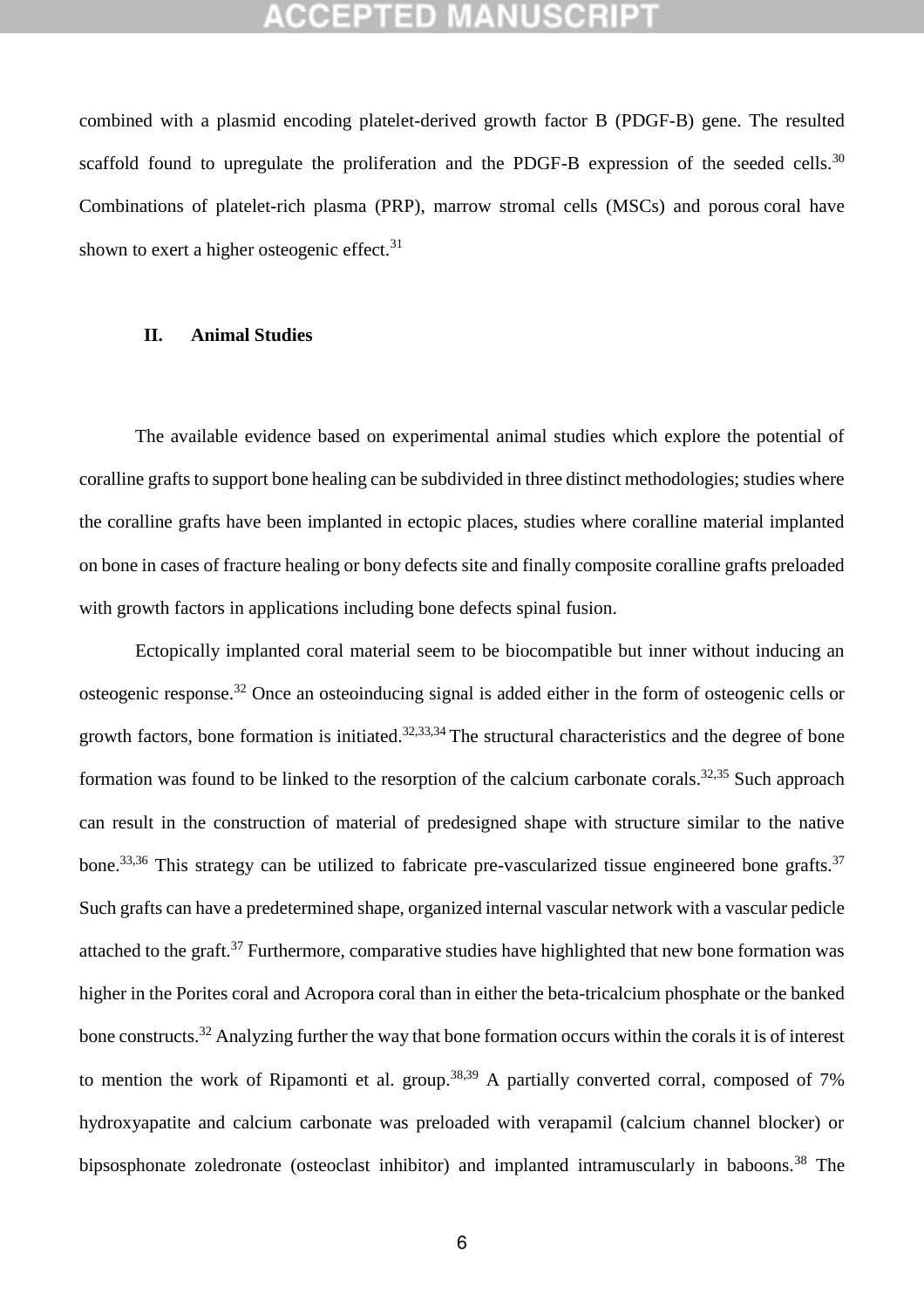combined with a plasmid encoding platelet-derived growth factor B (PDGF-B) gene. The resulted scaffold found to upregulate the proliferation and the PDGF-B expression of the seeded cells.[30] Combinations of platelet-rich plasma (PRP), marrow stromal cells (MSCs) and porous coral have shown to exert a higher osteogenic effect.[31]

## II. Animal Studies

The available evidence based on experimental animal studies which explore the potential of coralline grafts to support bone healing can be subdivided in three distinct methodologies; studies where the coralline grafts have been implanted in ectopic places, studies where coralline material implanted on bone in cases of fracture healing or bony defects site and finally composite coralline grafts preloaded with growth factors in applications including bone defects spinal fusion.

Ectopically implanted coral material seem to be biocompatible but inner without inducing an osteogenic response.[32] Once an osteoinducing signal is added either in the form of osteogenic cells or growth factors, bone formation is initiated.[32,33,34] The structural characteristics and the degree of bone formation was found to be linked to the resorption of the calcium carbonate corals.[32,35] Such approach can result in the construction of material of predesigned shape with structure similar to the native bone.[33,36] This strategy can be utilized to fabricate pre-vascularized tissue engineered bone grafts.[37] Such grafts can have a predetermined shape, organized internal vascular network with a vascular pedicle attached to the graft.[37] Furthermore, comparative studies have highlighted that new bone formation was higher in the Porites coral and Acropora coral than in either the beta-tricalcium phosphate or the banked bone constructs.[32] Analyzing further the way that bone formation occurs within the corals it is of interest to mention the work of Ripamonti et al. group.[38,39] A partially converted corral, composed of 7% hydroxyapatite and calcium carbonate was preloaded with verapamil (calcium channel blocker) or bipsosphonate zoledronate (osteoclast inhibitor) and implanted intramuscularly in baboons.[38] The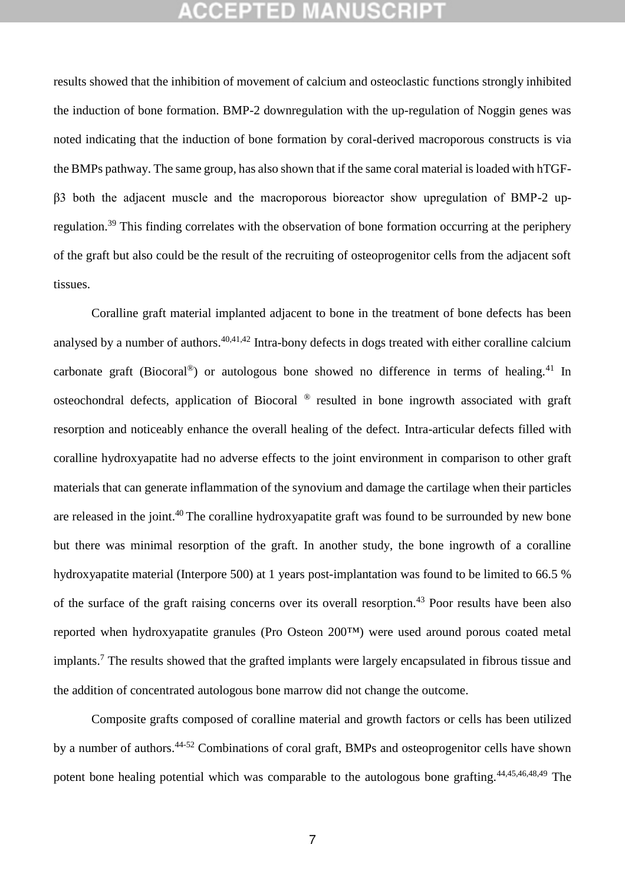results showed that the inhibition of movement of calcium and osteoclastic functions strongly inhibited the induction of bone formation. BMP-2 downregulation with the up-regulation of Noggin genes was noted indicating that the induction of bone formation by coral-derived macroporous constructs is via the BMPs pathway. The same group, has also shown that if the same coral material is loaded with hTGF-β3 both the adjacent muscle and the macroporous bioreactor show upregulation of BMP-2 up-regulation.[39] This finding correlates with the observation of bone formation occurring at the periphery of the graft but also could be the result of the recruiting of osteoprogenitor cells from the adjacent soft tissues.

Coralline graft material implanted adjacent to bone in the treatment of bone defects has been analysed by a number of authors.[40,41,42] Intra-bony defects in dogs treated with either coralline calcium carbonate graft (Biocoral®) or autologous bone showed no difference in terms of healing.[41] In osteochondral defects, application of Biocoral ® resulted in bone ingrowth associated with graft resorption and noticeably enhance the overall healing of the defect. Intra-articular defects filled with coralline hydroxyapatite had no adverse effects to the joint environment in comparison to other graft materials that can generate inflammation of the synovium and damage the cartilage when their particles are released in the joint.[40] The coralline hydroxyapatite graft was found to be surrounded by new bone but there was minimal resorption of the graft. In another study, the bone ingrowth of a coralline hydroxyapatite material (Interpore 500) at 1 years post-implantation was found to be limited to 66.5 % of the surface of the graft raising concerns over its overall resorption.[43] Poor results have been also reported when hydroxyapatite granules (Pro Osteon 200™) were used around porous coated metal implants.[7] The results showed that the grafted implants were largely encapsulated in fibrous tissue and the addition of concentrated autologous bone marrow did not change the outcome.

Composite grafts composed of coralline material and growth factors or cells has been utilized by a number of authors.[44-52] Combinations of coral graft, BMPs and osteoprogenitor cells have shown potent bone healing potential which was comparable to the autologous bone grafting.[44,45,46,48,49] The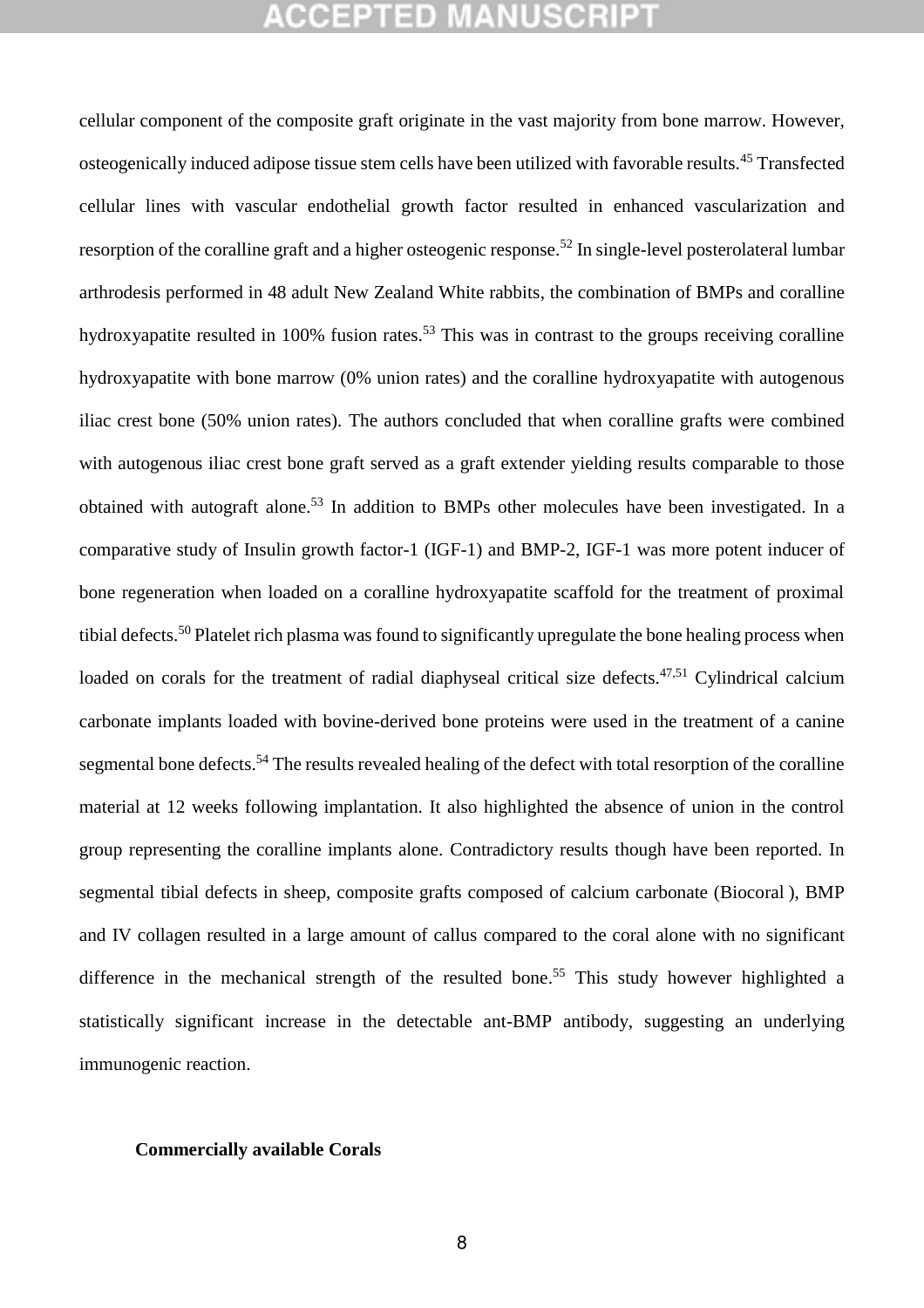cellular component of the composite graft originate in the vast majority from bone marrow. However, osteogenically induced adipose tissue stem cells have been utilized with favorable results.[45] Transfected cellular lines with vascular endothelial growth factor resulted in enhanced vascularization and resorption of the coralline graft and a higher osteogenic response.[52] In single-level posterolateral lumbar arthrodesis performed in 48 adult New Zealand White rabbits, the combination of BMPs and coralline hydroxyapatite resulted in 100% fusion rates.[53] This was in contrast to the groups receiving coralline hydroxyapatite with bone marrow (0% union rates) and the coralline hydroxyapatite with autogenous iliac crest bone (50% union rates). The authors concluded that when coralline grafts were combined with autogenous iliac crest bone graft served as a graft extender yielding results comparable to those obtained with autograft alone.[53] In addition to BMPs other molecules have been investigated. In a comparative study of Insulin growth factor-1 (IGF-1) and BMP-2, IGF-1 was more potent inducer of bone regeneration when loaded on a coralline hydroxyapatite scaffold for the treatment of proximal tibial defects.[50] Platelet rich plasma was found to significantly upregulate the bone healing process when loaded on corals for the treatment of radial diaphyseal critical size defects.[47,51] Cylindrical calcium carbonate implants loaded with bovine-derived bone proteins were used in the treatment of a canine segmental bone defects.[54] The results revealed healing of the defect with total resorption of the coralline material at 12 weeks following implantation. It also highlighted the absence of union in the control group representing the coralline implants alone. Contradictory results though have been reported. In segmental tibial defects in sheep, composite grafts composed of calcium carbonate (Biocoral ), BMP and IV collagen resulted in a large amount of callus compared to the coral alone with no significant difference in the mechanical strength of the resulted bone.[55] This study however highlighted a statistically significant increase in the detectable ant-BMP antibody, suggesting an underlying immunogenic reaction.

**Commercially available Corals**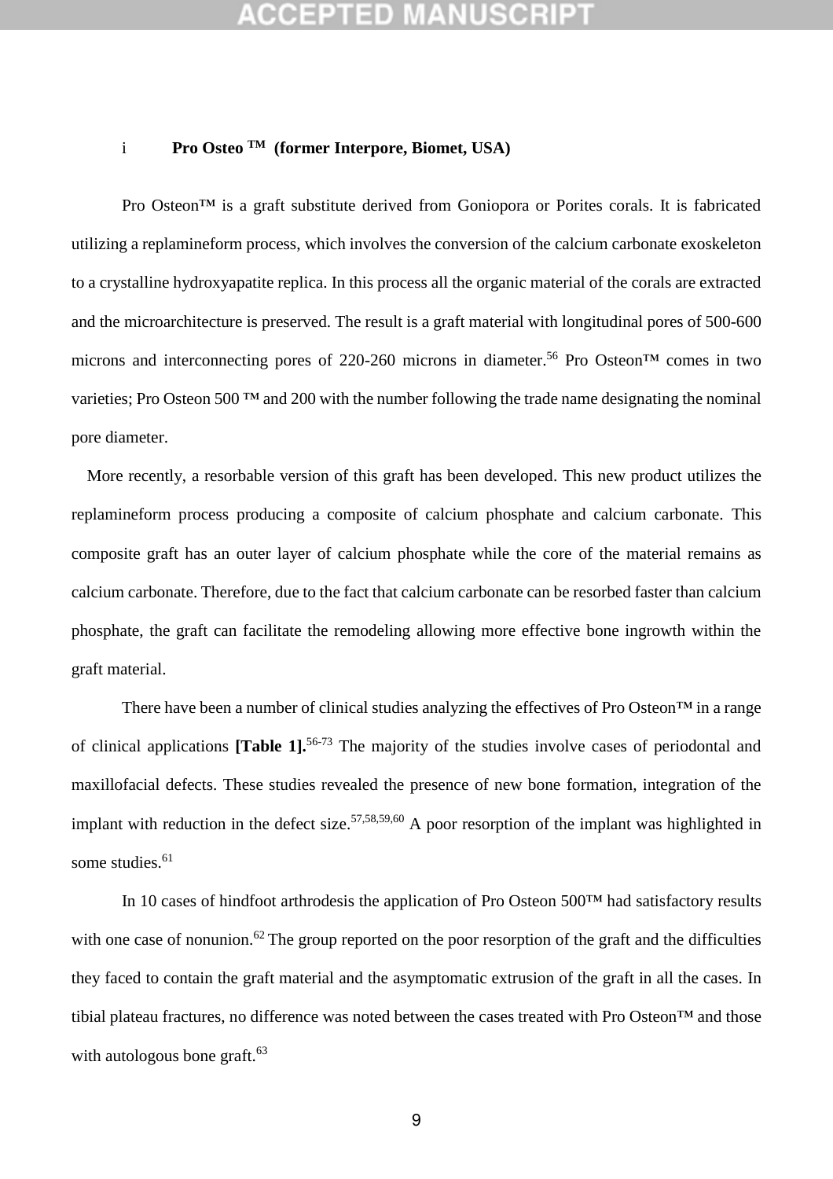### i Pro Osteo ™ (former Interpore, Biomet, USA)

Pro Osteon™ is a graft substitute derived from Goniopora or Porites corals. It is fabricated utilizing a replamineform process, which involves the conversion of the calcium carbonate exoskeleton to a crystalline hydroxyapatite replica. In this process all the organic material of the corals are extracted and the microarchitecture is preserved. The result is a graft material with longitudinal pores of 500-600 microns and interconnecting pores of 220-260 microns in diameter.[56] Pro Osteon™ comes in two varieties; Pro Osteon 500 ™ and 200 with the number following the trade name designating the nominal pore diameter.

More recently, a resorbable version of this graft has been developed. This new product utilizes the replamineform process producing a composite of calcium phosphate and calcium carbonate. This composite graft has an outer layer of calcium phosphate while the core of the material remains as calcium carbonate. Therefore, due to the fact that calcium carbonate can be resorbed faster than calcium phosphate, the graft can facilitate the remodeling allowing more effective bone ingrowth within the graft material.

There have been a number of clinical studies analyzing the effectives of Pro Osteon™ in a range of clinical applications **[Table 1].**[56-73] The majority of the studies involve cases of periodontal and maxillofacial defects. These studies revealed the presence of new bone formation, integration of the implant with reduction in the defect size.[57,58,59,60] A poor resorption of the implant was highlighted in some studies.[61]

In 10 cases of hindfoot arthrodesis the application of Pro Osteon 500™ had satisfactory results with one case of nonunion.[62] The group reported on the poor resorption of the graft and the difficulties they faced to contain the graft material and the asymptomatic extrusion of the graft in all the cases. In tibial plateau fractures, no difference was noted between the cases treated with Pro Osteon™ and those with autologous bone graft.[63]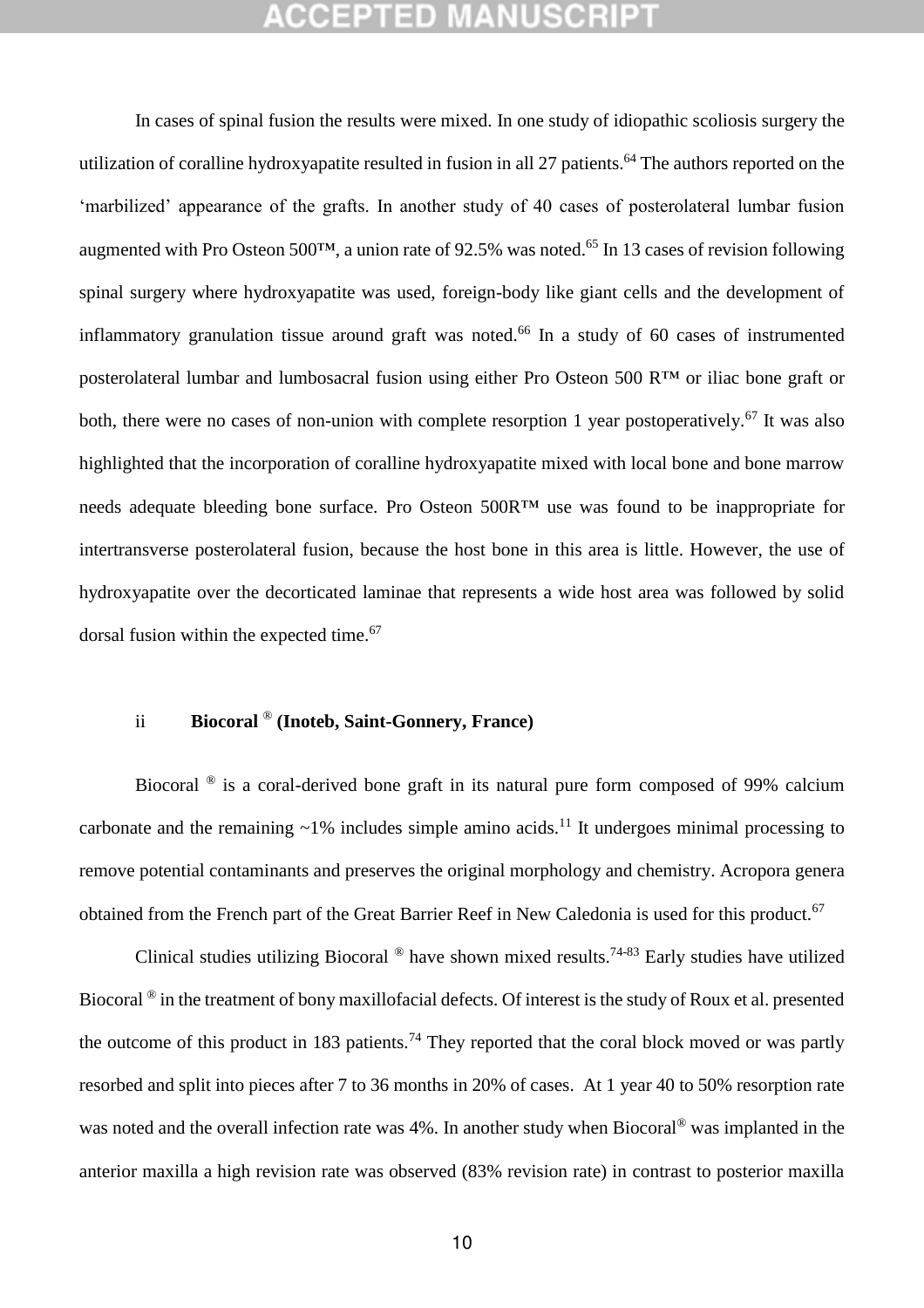In cases of spinal fusion the results were mixed. In one study of idiopathic scoliosis surgery the utilization of coralline hydroxyapatite resulted in fusion in all 27 patients.[64] The authors reported on the 'marbilized' appearance of the grafts. In another study of 40 cases of posterolateral lumbar fusion augmented with Pro Osteon 500™, a union rate of 92.5% was noted.[65] In 13 cases of revision following spinal surgery where hydroxyapatite was used, foreign-body like giant cells and the development of inflammatory granulation tissue around graft was noted.[66] In a study of 60 cases of instrumented posterolateral lumbar and lumbosacral fusion using either Pro Osteon 500 R™ or iliac bone graft or both, there were no cases of non-union with complete resorption 1 year postoperatively.[67] It was also highlighted that the incorporation of coralline hydroxyapatite mixed with local bone and bone marrow needs adequate bleeding bone surface. Pro Osteon 500R™ use was found to be inappropriate for intertransverse posterolateral fusion, because the host bone in this area is little. However, the use of hydroxyapatite over the decorticated laminae that represents a wide host area was followed by solid dorsal fusion within the expected time.[67]

### ii **Biocoral ® (Inoteb, Saint-Gonnery, France)**

Biocoral ® is a coral-derived bone graft in its natural pure form composed of 99% calcium carbonate and the remaining ~1% includes simple amino acids.[11] It undergoes minimal processing to remove potential contaminants and preserves the original morphology and chemistry. Acropora genera obtained from the French part of the Great Barrier Reef in New Caledonia is used for this product.[67]

Clinical studies utilizing Biocoral ® have shown mixed results.[74-83] Early studies have utilized Biocoral ® in the treatment of bony maxillofacial defects. Of interest is the study of Roux et al. presented the outcome of this product in 183 patients.[74] They reported that the coral block moved or was partly resorbed and split into pieces after 7 to 36 months in 20% of cases. At 1 year 40 to 50% resorption rate was noted and the overall infection rate was 4%. In another study when Biocoral® was implanted in the anterior maxilla a high revision rate was observed (83% revision rate) in contrast to posterior maxilla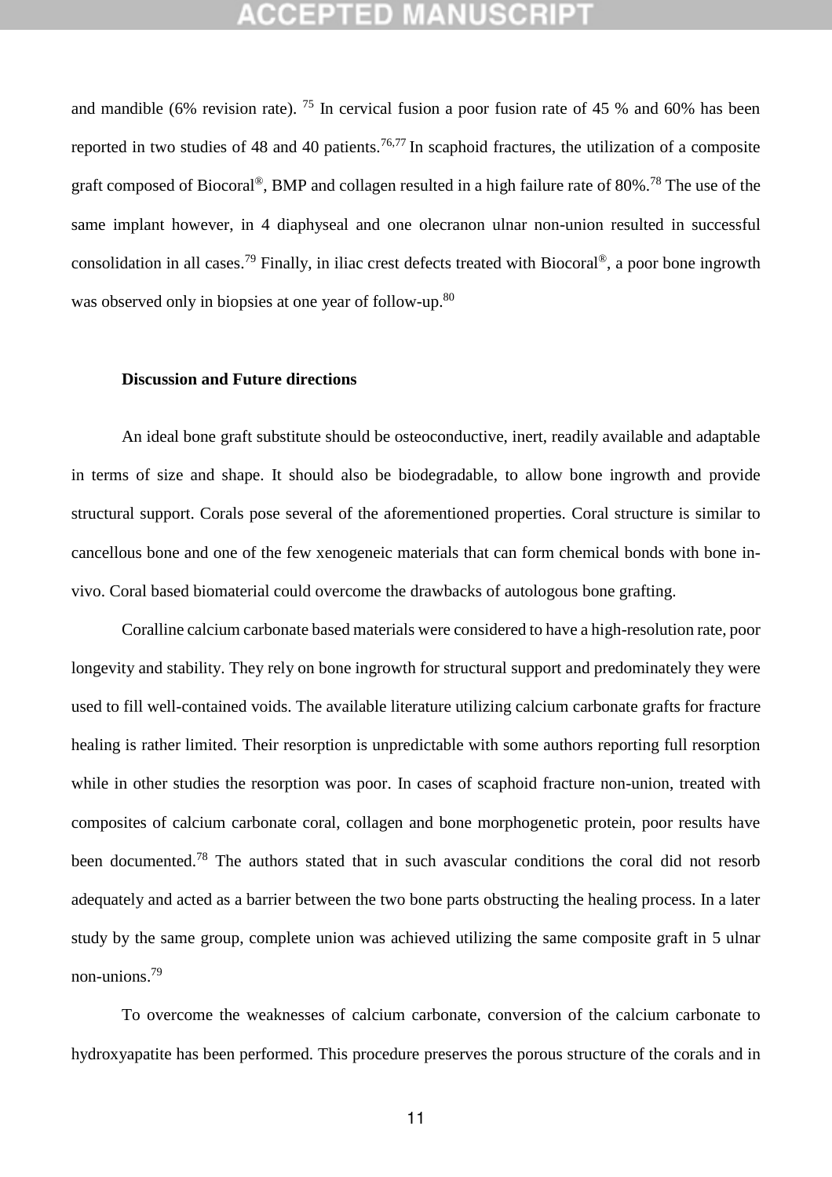and mandible (6% revision rate). [75] In cervical fusion a poor fusion rate of 45 % and 60% has been reported in two studies of 48 and 40 patients.[76,77] In scaphoid fractures, the utilization of a composite graft composed of Biocoral®, BMP and collagen resulted in a high failure rate of 80%.[78] The use of the same implant however, in 4 diaphyseal and one olecranon ulnar non-union resulted in successful consolidation in all cases.[79] Finally, in iliac crest defects treated with Biocoral®, a poor bone ingrowth was observed only in biopsies at one year of follow-up.[80]

## Discussion and Future directions

An ideal bone graft substitute should be osteoconductive, inert, readily available and adaptable in terms of size and shape. It should also be biodegradable, to allow bone ingrowth and provide structural support. Corals pose several of the aforementioned properties. Coral structure is similar to cancellous bone and one of the few xenogeneic materials that can form chemical bonds with bone in-vivo. Coral based biomaterial could overcome the drawbacks of autologous bone grafting.

Coralline calcium carbonate based materials were considered to have a high-resolution rate, poor longevity and stability. They rely on bone ingrowth for structural support and predominately they were used to fill well-contained voids. The available literature utilizing calcium carbonate grafts for fracture healing is rather limited. Their resorption is unpredictable with some authors reporting full resorption while in other studies the resorption was poor. In cases of scaphoid fracture non-union, treated with composites of calcium carbonate coral, collagen and bone morphogenetic protein, poor results have been documented.[78] The authors stated that in such avascular conditions the coral did not resorb adequately and acted as a barrier between the two bone parts obstructing the healing process. In a later study by the same group, complete union was achieved utilizing the same composite graft in 5 ulnar non-unions.[79]

To overcome the weaknesses of calcium carbonate, conversion of the calcium carbonate to hydroxyapatite has been performed. This procedure preserves the porous structure of the corals and in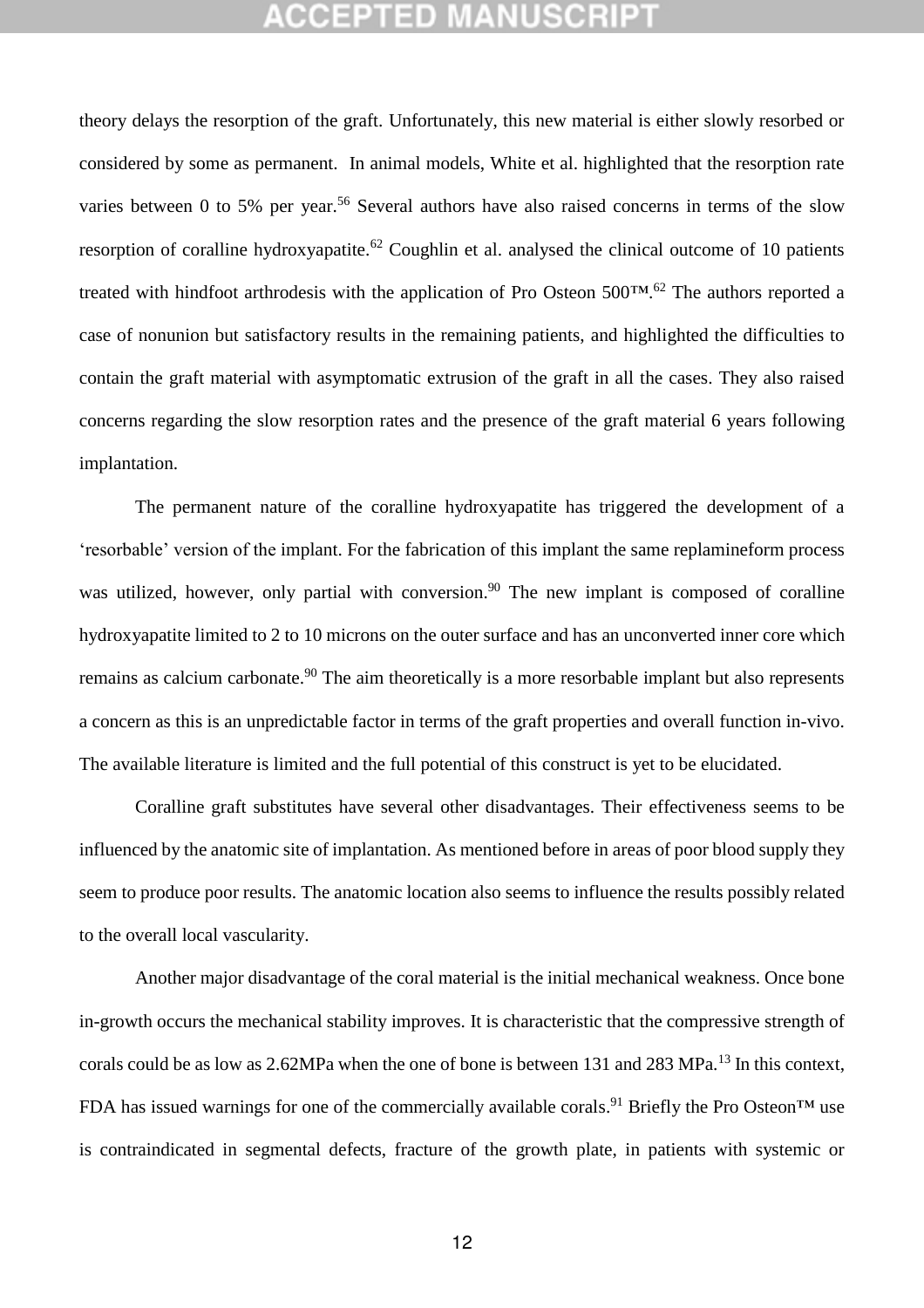theory delays the resorption of the graft. Unfortunately, this new material is either slowly resorbed or considered by some as permanent. In animal models, White et al. highlighted that the resorption rate varies between 0 to 5% per year.[56] Several authors have also raised concerns in terms of the slow resorption of coralline hydroxyapatite.[62] Coughlin et al. analysed the clinical outcome of 10 patients treated with hindfoot arthrodesis with the application of Pro Osteon 500™.[62] The authors reported a case of nonunion but satisfactory results in the remaining patients, and highlighted the difficulties to contain the graft material with asymptomatic extrusion of the graft in all the cases. They also raised concerns regarding the slow resorption rates and the presence of the graft material 6 years following implantation.

The permanent nature of the coralline hydroxyapatite has triggered the development of a 'resorbable' version of the implant. For the fabrication of this implant the same replamineform process was utilized, however, only partial with conversion.[90] The new implant is composed of coralline hydroxyapatite limited to 2 to 10 microns on the outer surface and has an unconverted inner core which remains as calcium carbonate.[90] The aim theoretically is a more resorbable implant but also represents a concern as this is an unpredictable factor in terms of the graft properties and overall function in-vivo. The available literature is limited and the full potential of this construct is yet to be elucidated.

Coralline graft substitutes have several other disadvantages. Their effectiveness seems to be influenced by the anatomic site of implantation. As mentioned before in areas of poor blood supply they seem to produce poor results. The anatomic location also seems to influence the results possibly related to the overall local vascularity.

Another major disadvantage of the coral material is the initial mechanical weakness. Once bone in-growth occurs the mechanical stability improves. It is characteristic that the compressive strength of corals could be as low as 2.62MPa when the one of bone is between 131 and 283 MPa.[13] In this context, FDA has issued warnings for one of the commercially available corals.[91] Briefly the Pro Osteon™ use is contraindicated in segmental defects, fracture of the growth plate, in patients with systemic or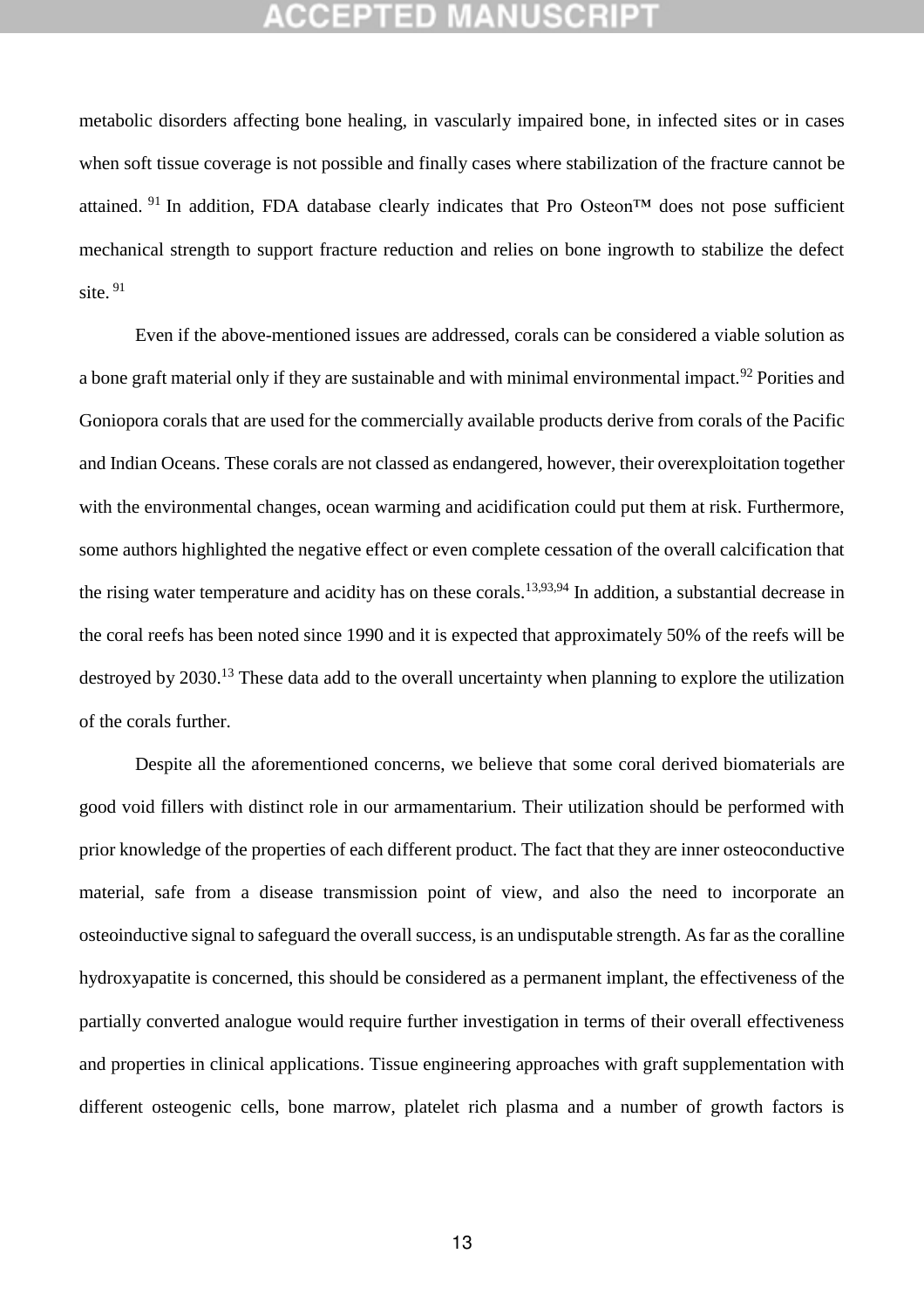metabolic disorders affecting bone healing, in vascularly impaired bone, in infected sites or in cases when soft tissue coverage is not possible and finally cases where stabilization of the fracture cannot be attained. [91] In addition, FDA database clearly indicates that Pro Osteon™ does not pose sufficient mechanical strength to support fracture reduction and relies on bone ingrowth to stabilize the defect site. [91]

Even if the above-mentioned issues are addressed, corals can be considered a viable solution as a bone graft material only if they are sustainable and with minimal environmental impact.[92] Porities and Goniopora corals that are used for the commercially available products derive from corals of the Pacific and Indian Oceans. These corals are not classed as endangered, however, their overexploitation together with the environmental changes, ocean warming and acidification could put them at risk. Furthermore, some authors highlighted the negative effect or even complete cessation of the overall calcification that the rising water temperature and acidity has on these corals.[13,93,94] In addition, a substantial decrease in the coral reefs has been noted since 1990 and it is expected that approximately 50% of the reefs will be destroyed by 2030.[13] These data add to the overall uncertainty when planning to explore the utilization of the corals further.

Despite all the aforementioned concerns, we believe that some coral derived biomaterials are good void fillers with distinct role in our armamentarium. Their utilization should be performed with prior knowledge of the properties of each different product. The fact that they are inner osteoconductive material, safe from a disease transmission point of view, and also the need to incorporate an osteoinductive signal to safeguard the overall success, is an undisputable strength. As far as the coralline hydroxyapatite is concerned, this should be considered as a permanent implant, the effectiveness of the partially converted analogue would require further investigation in terms of their overall effectiveness and properties in clinical applications. Tissue engineering approaches with graft supplementation with different osteogenic cells, bone marrow, platelet rich plasma and a number of growth factors is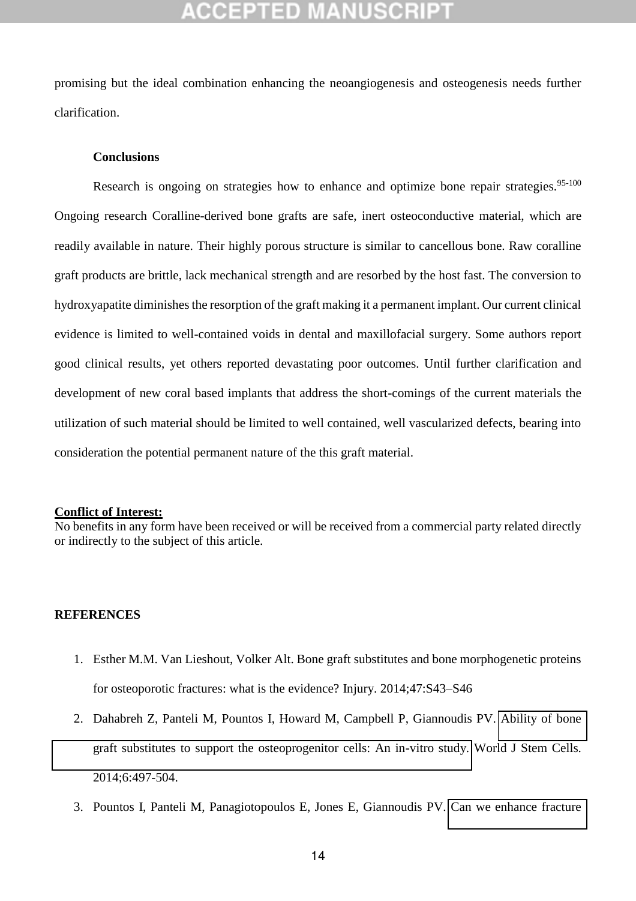promising but the ideal combination enhancing the neoangiogenesis and osteogenesis needs further clarification.

## Conclusions

Research is ongoing on strategies how to enhance and optimize bone repair strategies.[95-100] Ongoing research Coralline-derived bone grafts are safe, inert osteoconductive material, which are readily available in nature. Their highly porous structure is similar to cancellous bone. Raw coralline graft products are brittle, lack mechanical strength and are resorbed by the host fast. The conversion to hydroxyapatite diminishes the resorption of the graft making it a permanent implant. Our current clinical evidence is limited to well-contained voids in dental and maxillofacial surgery. Some authors report good clinical results, yet others reported devastating poor outcomes. Until further clarification and development of new coral based implants that address the short-comings of the current materials the utilization of such material should be limited to well contained, well vascularized defects, bearing into consideration the potential permanent nature of the this graft material.

**Conflict of Interest:**

No benefits in any form have been received or will be received from a commercial party related directly or indirectly to the subject of this article.

## REFERENCES

1. Esther M.M. Van Lieshout, Volker Alt. Bone graft substitutes and bone morphogenetic proteins for osteoporotic fractures: what is the evidence? Injury. 2014;47:S43–S46
2. Dahabreh Z, Panteli M, Pountos I, Howard M, Campbell P, Giannoudis PV. Ability of bone graft substitutes to support the osteoprogenitor cells: An in-vitro study. World J Stem Cells. 2014;6:497-504.
3. Pountos I, Panteli M, Panagiotopoulos E, Jones E, Giannoudis PV. Can we enhance fracture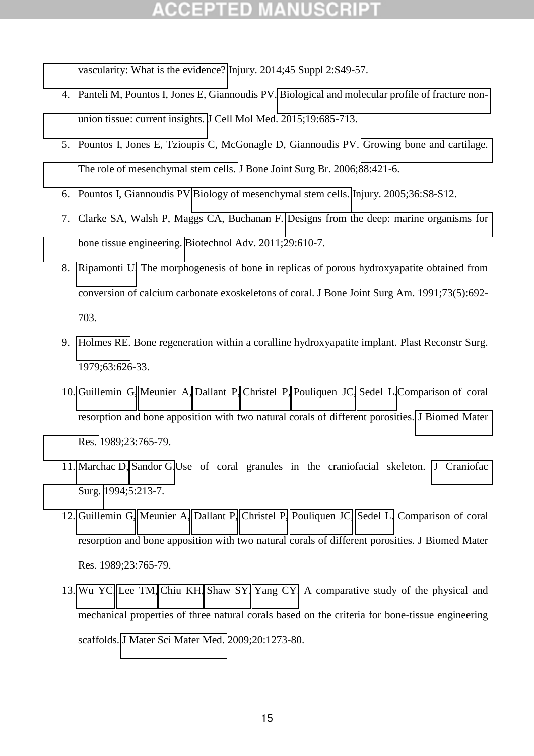vascularity: What is the evidence? Injury. 2014;45 Suppl 2:S49-57.

4. Panteli M, Pountos I, Jones E, Giannoudis PV. Biological and molecular profile of fracture non-union tissue: current insights. J Cell Mol Med. 2015;19:685-713.
5. Pountos I, Jones E, Tzioupis C, McGonagle D, Giannoudis PV. Growing bone and cartilage. The role of mesenchymal stem cells. J Bone Joint Surg Br. 2006;88:421-6.
6. Pountos I, Giannoudis PV Biology of mesenchymal stem cells. Injury. 2005;36:S8-S12.
7. Clarke SA, Walsh P, Maggs CA, Buchanan F. Designs from the deep: marine organisms for bone tissue engineering. Biotechnol Adv. 2011;29:610-7.
8. Ripamonti U. The morphogenesis of bone in replicas of porous hydroxyapatite obtained from conversion of calcium carbonate exoskeletons of coral. J Bone Joint Surg Am. 1991;73(5):692-703.
9. Holmes RE. Bone regeneration within a coralline hydroxyapatite implant. Plast Reconstr Surg. 1979;63:626-33.
10. Guillemin G, Meunier A, Dallant P, Christel P, Pouliquen JC, Sedel L. Comparison of coral resorption and bone apposition with two natural corals of different porosities. J Biomed Mater Res. 1989;23:765-79.
11. Marchac D, Sandor G. Use of coral granules in the craniofacial skeleton. J Craniofac Surg. 1994;5:213-7.
12. Guillemin G, Meunier A, Dallant P, Christel P, Pouliquen JC, Sedel L. Comparison of coral resorption and bone apposition with two natural corals of different porosities. J Biomed Mater Res. 1989;23:765-79.
13. Wu YC, Lee TM, Chiu KH, Shaw SY, Yang CY. A comparative study of the physical and mechanical properties of three natural corals based on the criteria for bone-tissue engineering scaffolds. J Mater Sci Mater Med. 2009;20:1273-80.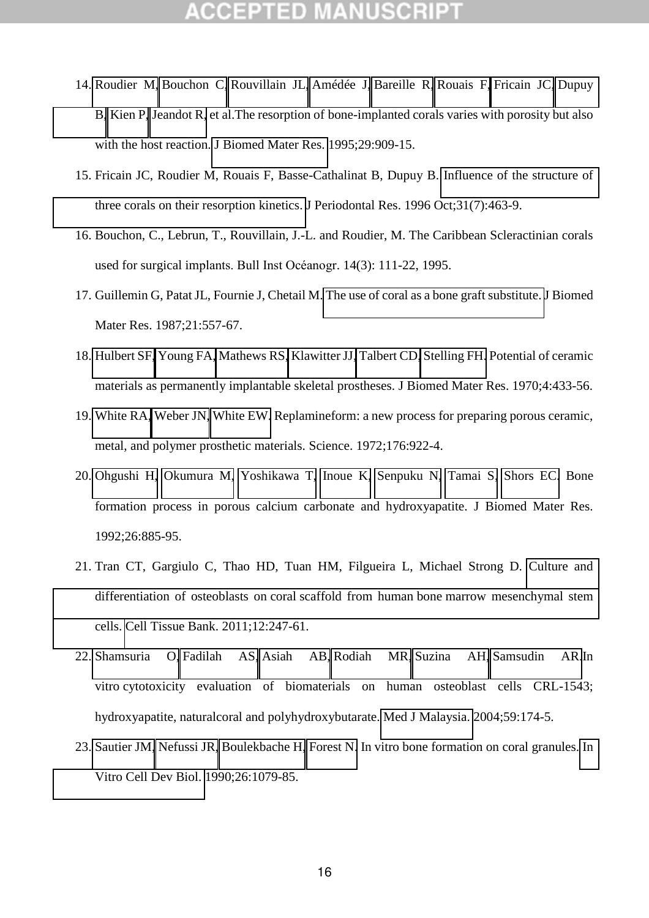14. Roudier M, Bouchon C, Rouvillain JL, Amédée J, Bareille R, Rouais F, Fricain JC, Dupuy B, Kien P, Jeandot R, et al.The resorption of bone-implanted corals varies with porosity but also with the host reaction. J Biomed Mater Res. 1995;29:909-15.
15. Fricain JC, Roudier M, Rouais F, Basse-Cathalinat B, Dupuy B. Influence of the structure of three corals on their resorption kinetics. J Periodontal Res. 1996 Oct;31(7):463-9.
16. Bouchon, C., Lebrun, T., Rouvillain, J.-L. and Roudier, M. The Caribbean Scleractinian corals used for surgical implants. Bull Inst Océanogr. 14(3): 111-22, 1995.
17. Guillemin G, Patat JL, Fournie J, Chetail M. The use of coral as a bone graft substitute. J Biomed Mater Res. 1987;21:557-67.
18. Hulbert SF, Young FA, Mathews RS, Klawitter JJ, Talbert CD, Stelling FH. Potential of ceramic materials as permanently implantable skeletal prostheses. J Biomed Mater Res. 1970;4:433-56.
19. White RA, Weber JN, White EW. Replamineform: a new process for preparing porous ceramic, metal, and polymer prosthetic materials. Science. 1972;176:922-4.
20. Ohgushi H, Okumura M, Yoshikawa T, Inoue K, Senpuku N, Tamai S, Shors EC. Bone formation process in porous calcium carbonate and hydroxyapatite. J Biomed Mater Res. 1992;26:885-95.
21. Tran CT, Gargiulo C, Thao HD, Tuan HM, Filgueira L, Michael Strong D. Culture and differentiation of osteoblasts on coral scaffold from human bone marrow mesenchymal stem cells. Cell Tissue Bank. 2011;12:247-61.
22. Shamsuria O, Fadilah AS, Asiah AB, Rodiah MR, Suzina AH, Samsudin AR.In vitro cytotoxicity evaluation of biomaterials on human osteoblast cells CRL-1543; hydroxyapatite, naturalcoral and polyhydroxybutarate. Med J Malaysia. 2004;59:174-5.
23. Sautier JM, Nefussi JR, Boulekbache H, Forest N. In vitro bone formation on coral granules. In Vitro Cell Dev Biol. 1990;26:1079-85.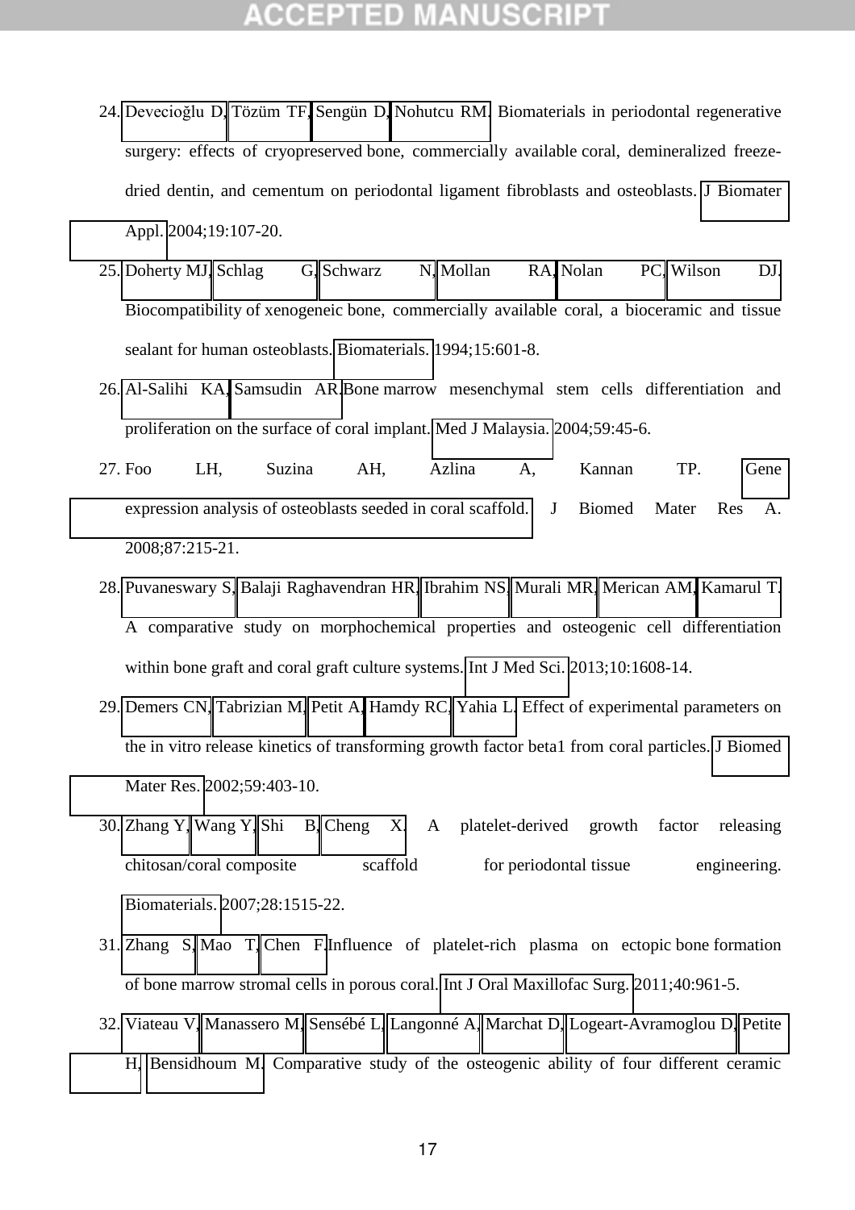24. Devecioğlu D, Tözüm TF, Sengün D, Nohutcu RM. Biomaterials in periodontal regenerative surgery: effects of cryopreserved bone, commercially available coral, demineralized freeze-dried dentin, and cementum on periodontal ligament fibroblasts and osteoblasts. J Biomater Appl. 2004;19:107-20.
25. Doherty MJ, Schlag G, Schwarz N, Mollan RA, Nolan PC, Wilson DJ. Biocompatibility of xenogeneic bone, commercially available coral, a bioceramic and tissue sealant for human osteoblasts. Biomaterials. 1994;15:601-8.
26. Al-Salihi KA, Samsudin AR. Bone marrow mesenchymal stem cells differentiation and proliferation on the surface of coral implant. Med J Malaysia. 2004;59:45-6.
27. Foo LH, Suzina AH, Azlina A, Kannan TP. Gene expression analysis of osteoblasts seeded in coral scaffold. J Biomed Mater Res A. 2008;87:215-21.
28. Puvaneswary S, Balaji Raghavendran HR, Ibrahim NS, Murali MR, Merican AM, Kamarul T. A comparative study on morphochemical properties and osteogenic cell differentiation within bone graft and coral graft culture systems. Int J Med Sci. 2013;10:1608-14.
29. Demers CN, Tabrizian M, Petit A, Hamdy RC, Yahia L. Effect of experimental parameters on the in vitro release kinetics of transforming growth factor beta1 from coral particles. J Biomed Mater Res. 2002;59:403-10.
30. Zhang Y, Wang Y, Shi B, Cheng X. A platelet-derived growth factor releasing chitosan/coral composite scaffold for periodontal tissue engineering. Biomaterials. 2007;28:1515-22.
31. Zhang S, Mao T, Chen F. Influence of platelet-rich plasma on ectopic bone formation of bone marrow stromal cells in porous coral. Int J Oral Maxillofac Surg. 2011;40:961-5.
32. Viateau V, Manassero M, Sensébé L, Langonné A, Marchat D, Logeart-Avramoglou D, Petite H, Bensidhoum M. Comparative study of the osteogenic ability of four different ceramic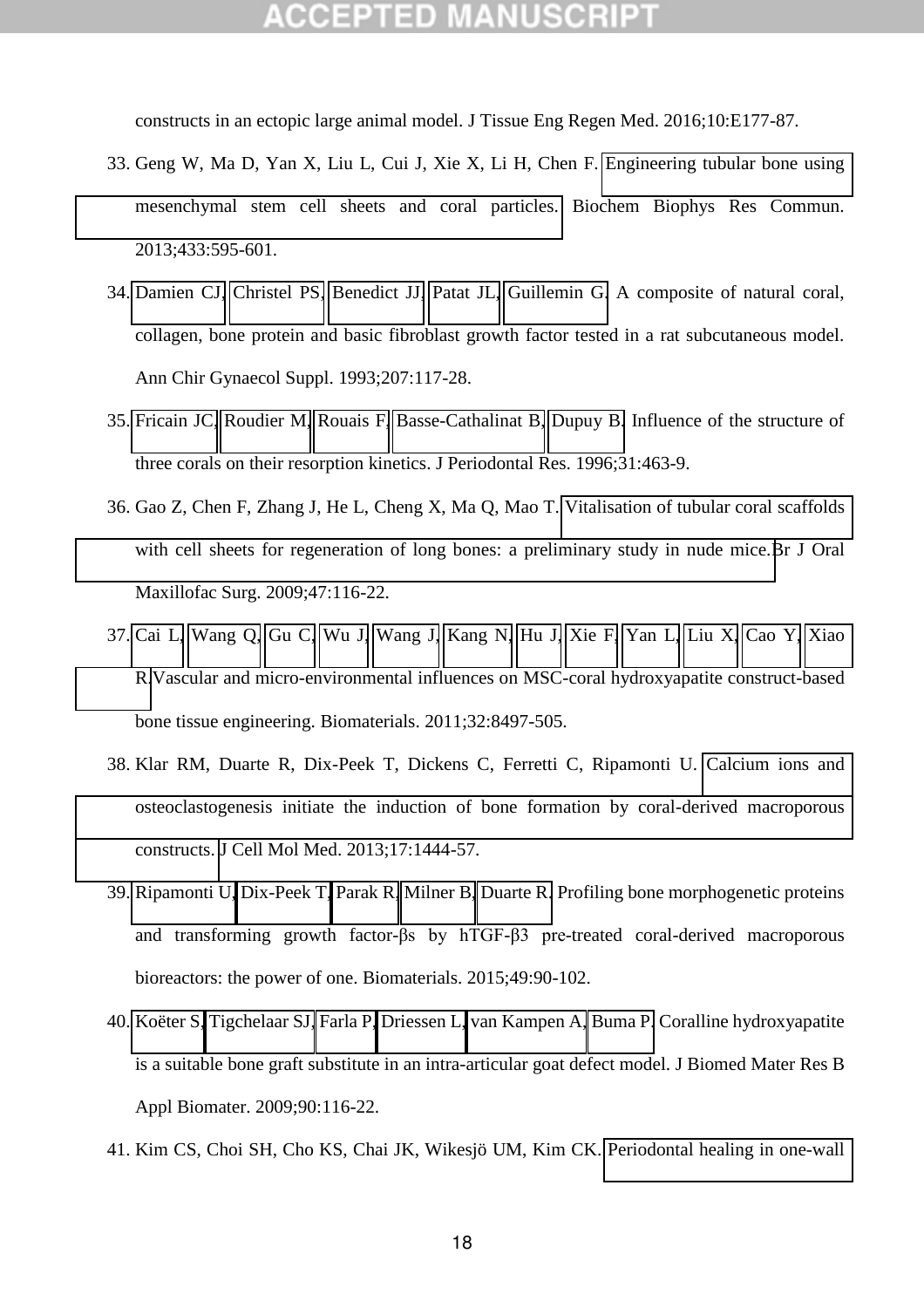constructs in an ectopic large animal model. J Tissue Eng Regen Med. 2016;10:E177-87.

33. Geng W, Ma D, Yan X, Liu L, Cui J, Xie X, Li H, Chen F. Engineering tubular bone using mesenchymal stem cell sheets and coral particles. Biochem Biophys Res Commun. 2013;433:595-601.

34. Damien CJ, Christel PS, Benedict JJ, Patat JL, Guillemin G. A composite of natural coral, collagen, bone protein and basic fibroblast growth factor tested in a rat subcutaneous model. Ann Chir Gynaecol Suppl. 1993;207:117-28.

35. Fricain JC, Roudier M, Rouais F, Basse-Cathalinat B, Dupuy B. Influence of the structure of three corals on their resorption kinetics. J Periodontal Res. 1996;31:463-9.

36. Gao Z, Chen F, Zhang J, He L, Cheng X, Ma Q, Mao T. Vitalisation of tubular coral scaffolds with cell sheets for regeneration of long bones: a preliminary study in nude mice. Br J Oral Maxillofac Surg. 2009;47:116-22.

37. Cai L, Wang Q, Gu C, Wu J, Wang J, Kang N, Hu J, Xie F, Yan L, Liu X, Cao Y, Xiao R. Vascular and micro-environmental influences on MSC-coral hydroxyapatite construct-based bone tissue engineering. Biomaterials. 2011;32:8497-505.

38. Klar RM, Duarte R, Dix-Peek T, Dickens C, Ferretti C, Ripamonti U. Calcium ions and osteoclastogenesis initiate the induction of bone formation by coral-derived macroporous constructs. J Cell Mol Med. 2013;17:1444-57.

39. Ripamonti U, Dix-Peek T, Parak R, Milner B, Duarte R. Profiling bone morphogenetic proteins and transforming growth factor-βs by hTGF-β3 pre-treated coral-derived macroporous bioreactors: the power of one. Biomaterials. 2015;49:90-102.

40. Koëter S, Tigchelaar SJ, Farla P, Driessen L, van Kampen A, Buma P. Coralline hydroxyapatite is a suitable bone graft substitute in an intra-articular goat defect model. J Biomed Mater Res B Appl Biomater. 2009;90:116-22.

41. Kim CS, Choi SH, Cho KS, Chai JK, Wikesjö UM, Kim CK. Periodontal healing in one-wall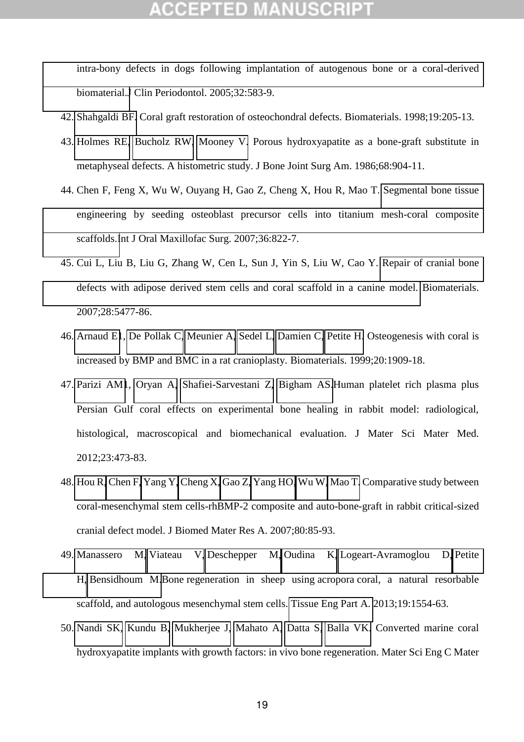intra-bony defects in dogs following implantation of autogenous bone or a coral-derived biomaterial. J Clin Periodontol. 2005;32:583-9.

42. Shahgaldi BF. Coral graft restoration of osteochondral defects. Biomaterials. 1998;19:205-13.
43. Holmes RE, Bucholz RW, Mooney V. Porous hydroxyapatite as a bone-graft substitute in metaphyseal defects. A histometric study. J Bone Joint Surg Am. 1986;68:904-11.
44. Chen F, Feng X, Wu W, Ouyang H, Gao Z, Cheng X, Hou R, Mao T. Segmental bone tissue engineering by seeding osteoblast precursor cells into titanium mesh-coral composite scaffolds. Int J Oral Maxillofac Surg. 2007;36:822-7.
45. Cui L, Liu B, Liu G, Zhang W, Cen L, Sun J, Yin S, Liu W, Cao Y. Repair of cranial bone defects with adipose derived stem cells and coral scaffold in a canine model. Biomaterials. 2007;28:5477-86.
46. Arnaud E1, De Pollak C, Meunier A, Sedel L, Damien C, Petite H. Osteogenesis with coral is increased by BMP and BMC in a rat cranioplasty. Biomaterials. 1999;20:1909-18.
47. Parizi AM1, Oryan A, Shafiei-Sarvestani Z, Bigham AS. Human platelet rich plasma plus Persian Gulf coral effects on experimental bone healing in rabbit model: radiological, histological, macroscopical and biomechanical evaluation. J Mater Sci Mater Med. 2012;23:473-83.
48. Hou R, Chen F, Yang Y, Cheng X, Gao Z, Yang HO, Wu W, Mao T. Comparative study between coral-mesenchymal stem cells-rhBMP-2 composite and auto-bone-graft in rabbit critical-sized cranial defect model. J Biomed Mater Res A. 2007;80:85-93.
49. Manassero M, Viateau V, Deschepper M, Oudina K, Logeart-Avramoglou D, Petite H, Bensidhoum M. Bone regeneration in sheep using acropora coral, a natural resorbable scaffold, and autologous mesenchymal stem cells. Tissue Eng Part A. 2013;19:1554-63.
50. Nandi SK, Kundu B, Mukherjee J, Mahato A, Datta S, Balla VK. Converted marine coral hydroxyapatite implants with growth factors: in vivo bone regeneration. Mater Sci Eng C Mater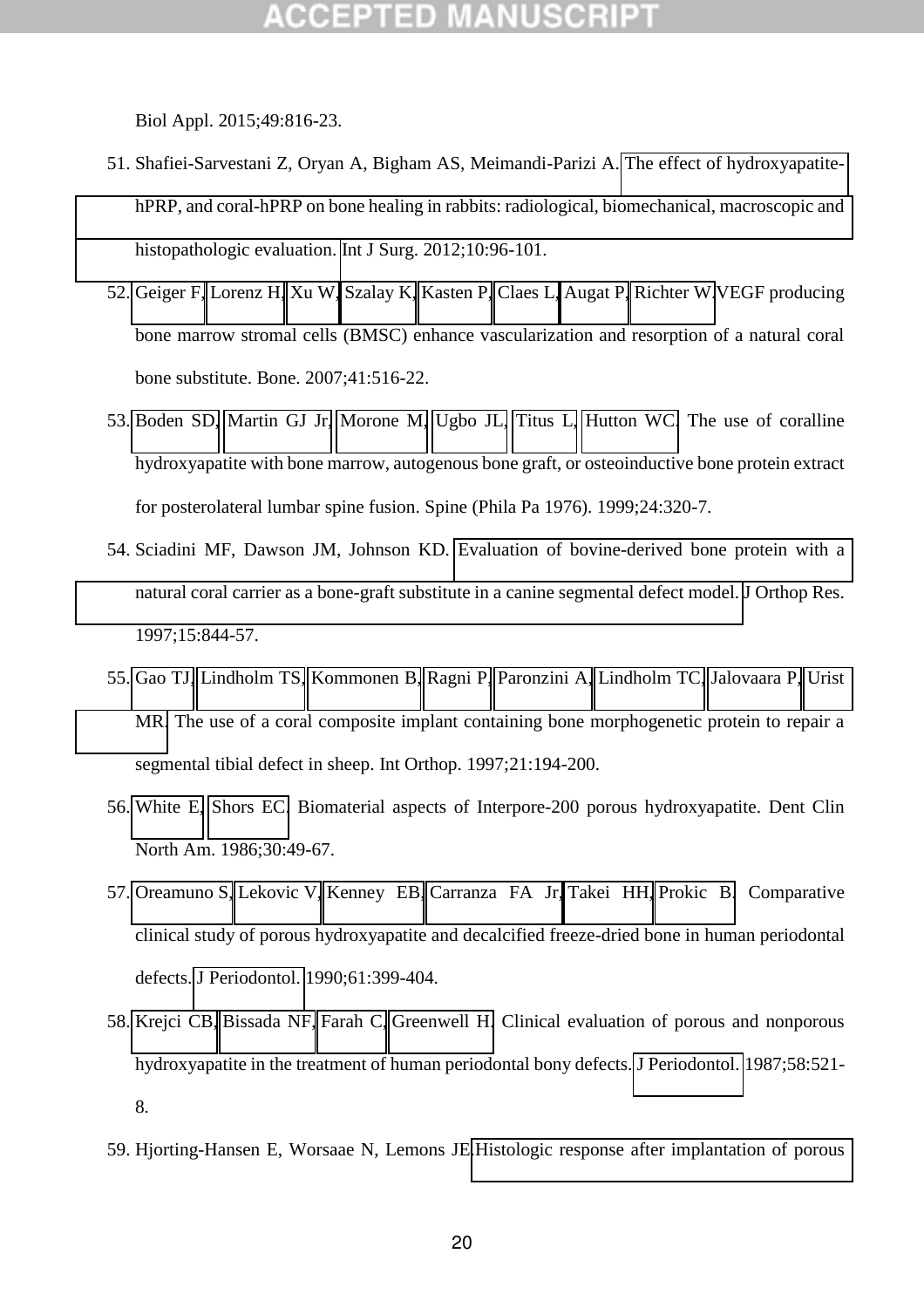Biol Appl. 2015;49:816-23.

51. Shafiei-Sarvestani Z, Oryan A, Bigham AS, Meimandi-Parizi A. The effect of hydroxyapatite-hPRP, and coral-hPRP on bone healing in rabbits: radiological, biomechanical, macroscopic and histopathologic evaluation. Int J Surg. 2012;10:96-101.
52. Geiger F, Lorenz H, Xu W, Szalay K, Kasten P, Claes L, Augat P, Richter W. VEGF producing bone marrow stromal cells (BMSC) enhance vascularization and resorption of a natural coral bone substitute. Bone. 2007;41:516-22.
53. Boden SD, Martin GJ Jr, Morone M, Ugbo JL, Titus L, Hutton WC. The use of coralline hydroxyapatite with bone marrow, autogenous bone graft, or osteoinductive bone protein extract for posterolateral lumbar spine fusion. Spine (Phila Pa 1976). 1999;24:320-7.
54. Sciadini MF, Dawson JM, Johnson KD. Evaluation of bovine-derived bone protein with a natural coral carrier as a bone-graft substitute in a canine segmental defect model. J Orthop Res. 1997;15:844-57.
55. Gao TJ, Lindholm TS, Kommonen B, Ragni P, Paronzini A, Lindholm TC, Jalovaara P, Urist MR. The use of a coral composite implant containing bone morphogenetic protein to repair a segmental tibial defect in sheep. Int Orthop. 1997;21:194-200.
56. White E, Shors EC. Biomaterial aspects of Interpore-200 porous hydroxyapatite. Dent Clin North Am. 1986;30:49-67.
57. Oreamuno S, Lekovic V, Kenney EB, Carranza FA Jr, Takei HH, Prokic B. Comparative clinical study of porous hydroxyapatite and decalcified freeze-dried bone in human periodontal defects. J Periodontol. 1990;61:399-404.
58. Krejci CB, Bissada NF, Farah C, Greenwell H. Clinical evaluation of porous and nonporous hydroxyapatite in the treatment of human periodontal bony defects. J Periodontol. 1987;58:521-8.
59. Hjorting-Hansen E, Worsaae N, Lemons JE. Histologic response after implantation of porous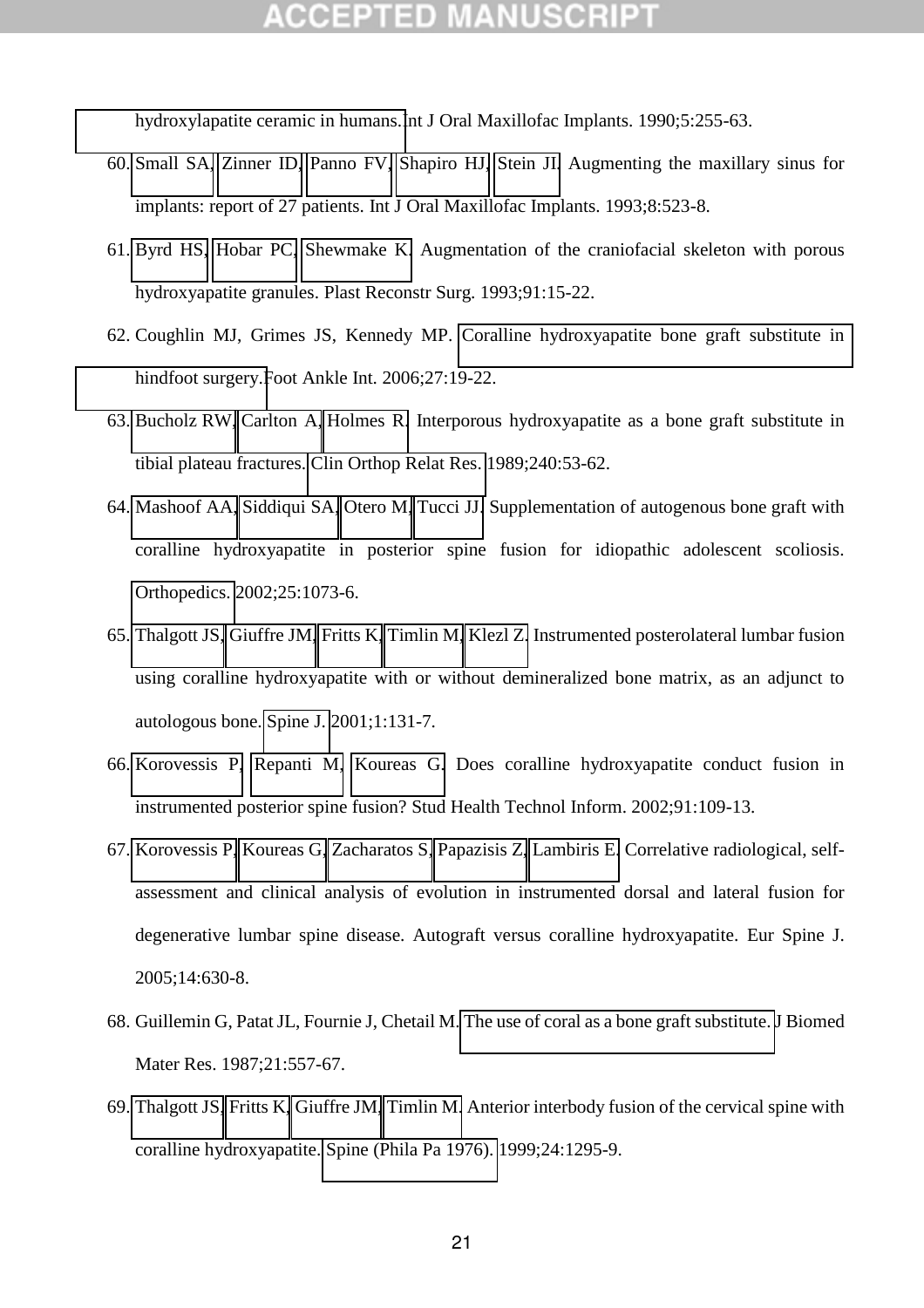hydroxylapatite ceramic in humans. Int J Oral Maxillofac Implants. 1990;5:255-63.

60. Small SA, Zinner ID, Panno FV, Shapiro HJ, Stein JI. Augmenting the maxillary sinus for implants: report of 27 patients. Int J Oral Maxillofac Implants. 1993;8:523-8.
61. Byrd HS, Hobar PC, Shewmake K. Augmentation of the craniofacial skeleton with porous hydroxyapatite granules. Plast Reconstr Surg. 1993;91:15-22.
62. Coughlin MJ, Grimes JS, Kennedy MP. Coralline hydroxyapatite bone graft substitute in hindfoot surgery. Foot Ankle Int. 2006;27:19-22.
63. Bucholz RW, Carlton A, Holmes R. Interporous hydroxyapatite as a bone graft substitute in tibial plateau fractures. Clin Orthop Relat Res. 1989;240:53-62.
64. Mashoof AA, Siddiqui SA, Otero M, Tucci JJ. Supplementation of autogenous bone graft with coralline hydroxyapatite in posterior spine fusion for idiopathic adolescent scoliosis. Orthopedics. 2002;25:1073-6.
65. Thalgott JS, Giuffre JM, Fritts K, Timlin M, Klezl Z. Instrumented posterolateral lumbar fusion using coralline hydroxyapatite with or without demineralized bone matrix, as an adjunct to autologous bone. Spine J. 2001;1:131-7.
66. Korovessis P, Repanti M, Koureas G. Does coralline hydroxyapatite conduct fusion in instrumented posterior spine fusion? Stud Health Technol Inform. 2002;91:109-13.
67. Korovessis P, Koureas G, Zacharatos S, Papazisis Z, Lambiris E. Correlative radiological, self-assessment and clinical analysis of evolution in instrumented dorsal and lateral fusion for degenerative lumbar spine disease. Autograft versus coralline hydroxyapatite. Eur Spine J. 2005;14:630-8.
68. Guillemin G, Patat JL, Fournie J, Chetail M. The use of coral as a bone graft substitute. J Biomed Mater Res. 1987;21:557-67.
69. Thalgott JS, Fritts K, Giuffre JM, Timlin M. Anterior interbody fusion of the cervical spine with coralline hydroxyapatite. Spine (Phila Pa 1976). 1999;24:1295-9.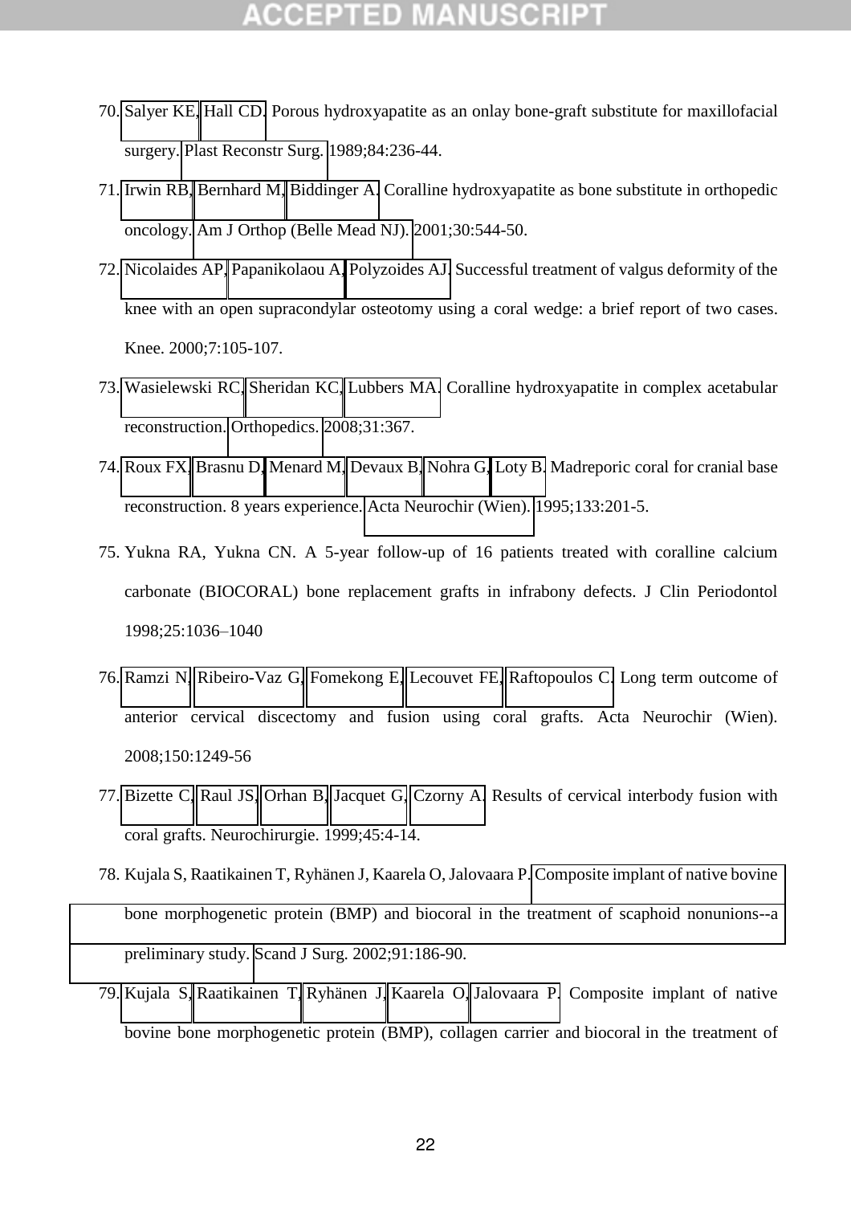70. Salyer KE, Hall CD. Porous hydroxyapatite as an onlay bone-graft substitute for maxillofacial surgery. Plast Reconstr Surg. 1989;84:236-44.
71. Irwin RB, Bernhard M, Biddinger A. Coralline hydroxyapatite as bone substitute in orthopedic oncology. Am J Orthop (Belle Mead NJ). 2001;30:544-50.
72. Nicolaides AP, Papanikolaou A, Polyzoides AJ. Successful treatment of valgus deformity of the knee with an open supracondylar osteotomy using a coral wedge: a brief report of two cases. Knee. 2000;7:105-107.
73. Wasielewski RC, Sheridan KC, Lubbers MA. Coralline hydroxyapatite in complex acetabular reconstruction. Orthopedics. 2008;31:367.
74. Roux FX, Brasnu D, Menard M, Devaux B, Nohra G, Loty B. Madreporic coral for cranial base reconstruction. 8 years experience. Acta Neurochir (Wien). 1995;133:201-5.
75. Yukna RA, Yukna CN. A 5-year follow-up of 16 patients treated with coralline calcium carbonate (BIOCORAL) bone replacement grafts in infrabony defects. J Clin Periodontol 1998;25:1036–1040
76. Ramzi N, Ribeiro-Vaz G, Fomekong E, Lecouvet FE, Raftopoulos C. Long term outcome of anterior cervical discectomy and fusion using coral grafts. Acta Neurochir (Wien). 2008;150:1249-56
77. Bizette C, Raul JS, Orhan B, Jacquet G, Czorny A. Results of cervical interbody fusion with coral grafts. Neurochirurgie. 1999;45:4-14.
78. Kujala S, Raatikainen T, Ryhänen J, Kaarela O, Jalovaara P. Composite implant of native bovine bone morphogenetic protein (BMP) and biocoral in the treatment of scaphoid nonunions--a preliminary study. Scand J Surg. 2002;91:186-90.
79. Kujala S, Raatikainen T, Ryhänen J, Kaarela O, Jalovaara P. Composite implant of native bovine bone morphogenetic protein (BMP), collagen carrier and biocoral in the treatment of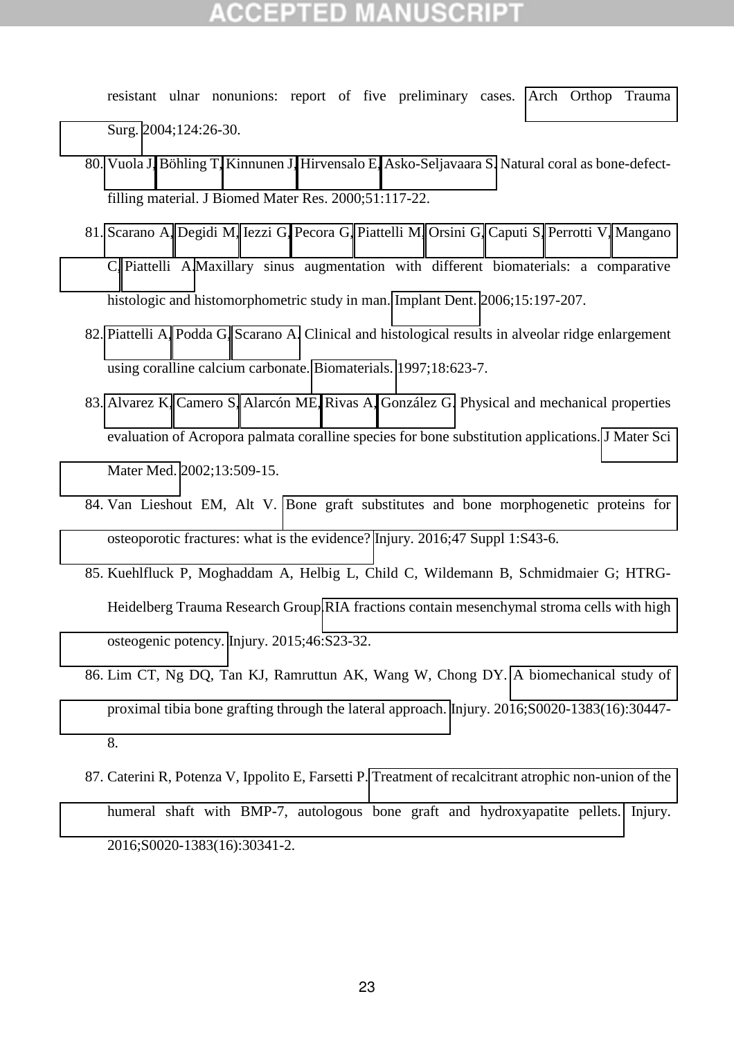resistant ulnar nonunions: report of five preliminary cases. Arch Orthop Trauma Surg. 2004;124:26-30.

80. Vuola J, Böhling T, Kinnunen J, Hirvensalo E, Asko-Seljavaara S. Natural coral as bone-defect-filling material. J Biomed Mater Res. 2000;51:117-22.
81. Scarano A, Degidi M, Iezzi G, Pecora G, Piattelli M, Orsini G, Caputi S, Perrotti V, Mangano C, Piattelli A. Maxillary sinus augmentation with different biomaterials: a comparative histologic and histomorphometric study in man. Implant Dent. 2006;15:197-207.
82. Piattelli A, Podda G, Scarano A. Clinical and histological results in alveolar ridge enlargement using coralline calcium carbonate. Biomaterials. 1997;18:623-7.
83. Alvarez K, Camero S, Alarcón ME, Rivas A, González G. Physical and mechanical properties evaluation of Acropora palmata coralline species for bone substitution applications. J Mater Sci Mater Med. 2002;13:509-15.
84. Van Lieshout EM, Alt V. Bone graft substitutes and bone morphogenetic proteins for osteoporotic fractures: what is the evidence? Injury. 2016;47 Suppl 1:S43-6.
85. Kuehlfluck P, Moghaddam A, Helbig L, Child C, Wildemann B, Schmidmaier G; HTRG-Heidelberg Trauma Research Group. RIA fractions contain mesenchymal stroma cells with high osteogenic potency. Injury. 2015;46:S23-32.
86. Lim CT, Ng DQ, Tan KJ, Ramruttun AK, Wang W, Chong DY. A biomechanical study of proximal tibia bone grafting through the lateral approach. Injury. 2016;S0020-1383(16):30447-8.
87. Caterini R, Potenza V, Ippolito E, Farsetti P. Treatment of recalcitrant atrophic non-union of the humeral shaft with BMP-7, autologous bone graft and hydroxyapatite pellets. Injury. 2016;S0020-1383(16):30341-2.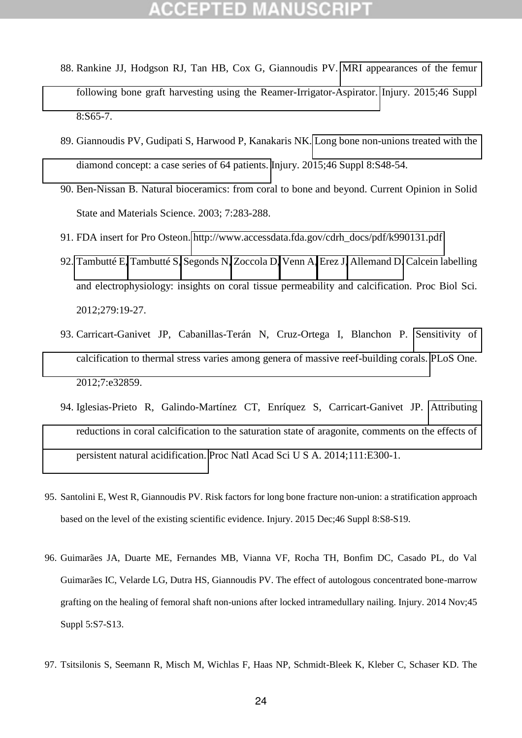88. Rankine JJ, Hodgson RJ, Tan HB, Cox G, Giannoudis PV. MRI appearances of the femur following bone graft harvesting using the Reamer-Irrigator-Aspirator. Injury. 2015;46 Suppl 8:S65-7.
89. Giannoudis PV, Gudipati S, Harwood P, Kanakaris NK. Long bone non-unions treated with the diamond concept: a case series of 64 patients. Injury. 2015;46 Suppl 8:S48-54.
90. Ben-Nissan B. Natural bioceramics: from coral to bone and beyond. Current Opinion in Solid State and Materials Science. 2003; 7:283-288.
91. FDA insert for Pro Osteon. http://www.accessdata.fda.gov/cdrh_docs/pdf/k990131.pdf
92. Tambutté E, Tambutté S, Segonds N, Zoccola D, Venn A, Erez J, Allemand D. Calcein labelling and electrophysiology: insights on coral tissue permeability and calcification. Proc Biol Sci. 2012;279:19-27.
93. Carricart-Ganivet JP, Cabanillas-Terán N, Cruz-Ortega I, Blanchon P. Sensitivity of calcification to thermal stress varies among genera of massive reef-building corals. PLoS One. 2012;7:e32859.
94. Iglesias-Prieto R, Galindo-Martínez CT, Enríquez S, Carricart-Ganivet JP. Attributing reductions in coral calcification to the saturation state of aragonite, comments on the effects of persistent natural acidification. Proc Natl Acad Sci U S A. 2014;111:E300-1.
95. Santolini E, West R, Giannoudis PV. Risk factors for long bone fracture non-union: a stratification approach based on the level of the existing scientific evidence. Injury. 2015 Dec;46 Suppl 8:S8-S19.
96. Guimarães JA, Duarte ME, Fernandes MB, Vianna VF, Rocha TH, Bonfim DC, Casado PL, do Val Guimarães IC, Velarde LG, Dutra HS, Giannoudis PV. The effect of autologous concentrated bone-marrow grafting on the healing of femoral shaft non-unions after locked intramedullary nailing. Injury. 2014 Nov;45 Suppl 5:S7-S13.
97. Tsitsilonis S, Seemann R, Misch M, Wichlas F, Haas NP, Schmidt-Bleek K, Kleber C, Schaser KD. The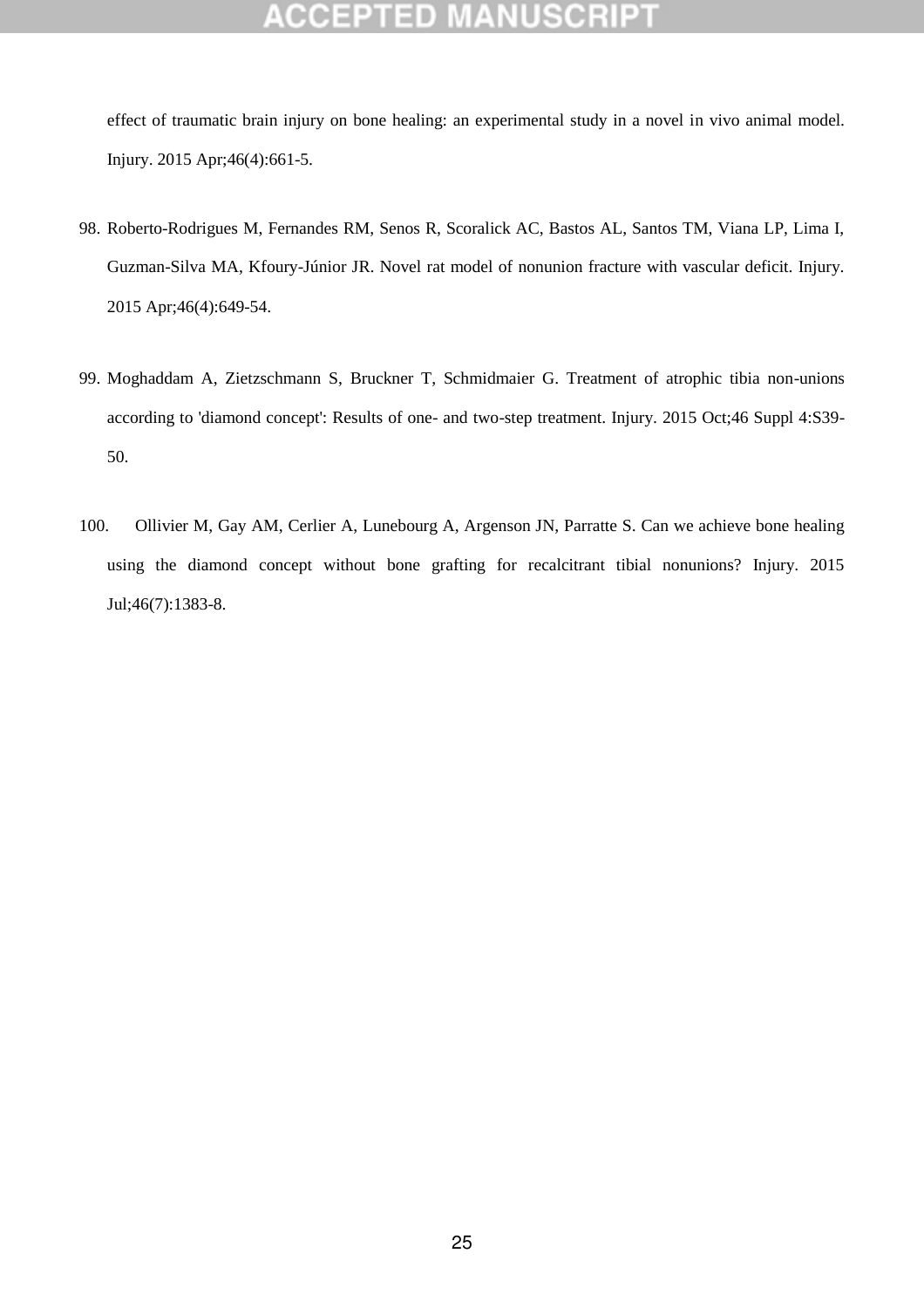effect of traumatic brain injury on bone healing: an experimental study in a novel in vivo animal model. Injury. 2015 Apr;46(4):661-5.

98. Roberto-Rodrigues M, Fernandes RM, Senos R, Scoralick AC, Bastos AL, Santos TM, Viana LP, Lima I, Guzman-Silva MA, Kfoury-Júnior JR. Novel rat model of nonunion fracture with vascular deficit. Injury. 2015 Apr;46(4):649-54.

99. Moghaddam A, Zietzschmann S, Bruckner T, Schmidmaier G. Treatment of atrophic tibia non-unions according to 'diamond concept': Results of one- and two-step treatment. Injury. 2015 Oct;46 Suppl 4:S39-50.

100. Ollivier M, Gay AM, Cerlier A, Lunebourg A, Argenson JN, Parratte S. Can we achieve bone healing using the diamond concept without bone grafting for recalcitrant tibial nonunions? Injury. 2015 Jul;46(7):1383-8.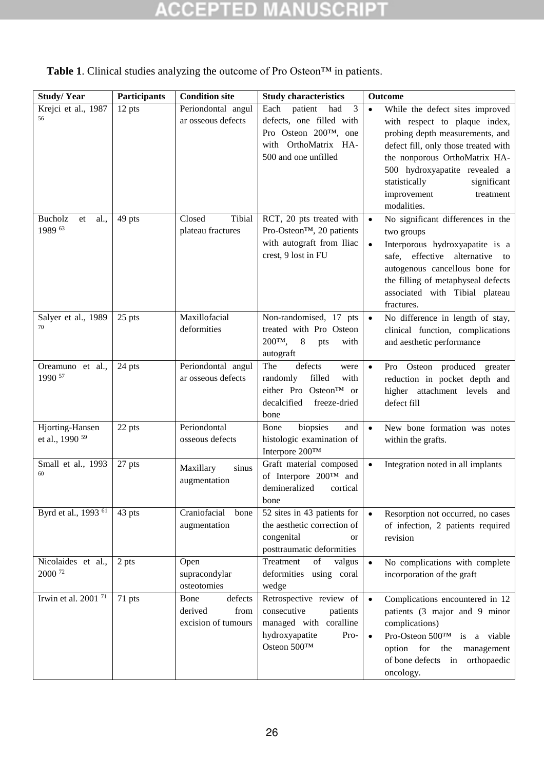**Table 1**. Clinical studies analyzing the outcome of Pro Osteon™ in patients.

| Study/ Year | Participants | Condition site | Study characteristics | Outcome |
|---|---|---|---|---|
| Krejci et al., 1987 [56] | 12 pts | Periondontal angular osseous defects | Each patient had 3 defects, one filled with Pro Osteon 200™, one with OrthoMatrix HA-500 and one unfilled | • While the defect sites improved with respect to plaque index, probing depth measurements, and defect fill, only those treated with the nonporous OrthoMatrix HA-500 hydroxyapatite revealed a statistically significant improvement treatment modalities. |
| Bucholz et al., 1989 [63] | 49 pts | Closed Tibial plateau fractures | RCT, 20 pts treated with Pro-Osteon™, 20 patients with autograft from Iliac crest, 9 lost in FU | • No significant differences in the two groups<br>• Interporous hydroxyapatite is a safe, effective alternative to autogenous cancellous bone for the filling of metaphyseal defects associated with Tibial plateau fractures. |
| Salyer et al., 1989 [70] | 25 pts | Maxillofacial deformities | Non-randomised, 17 pts treated with Pro Osteon 200™, 8 pts with autograft | • No difference in length of stay, clinical function, complications and aesthetic performance |
| Oreamuno et al., 1990 [57] | 24 pts | Periondontal angular osseous defects | The defects were randomly filled with either Pro Osteon™ or decalcified freeze-dried bone | • Pro Osteon produced greater reduction in pocket depth and higher attachment levels and defect fill |
| Hjorting-Hansen et al., 1990 [59] | 22 pts | Periondontal osseous defects | Bone biopsies and histologic examination of Interpore 200™ | • New bone formation was notes within the grafts. |
| Small et al., 1993 [60] | 27 pts | Maxillary sinus augmentation | Graft material composed of Interpore 200™ and demineralized cortical bone | • Integration noted in all implants |
| Byrd et al., 1993 [61] | 43 pts | Craniofacial bone augmentation | 52 sites in 43 patients for the aesthetic correction of congenital or posttraumatic deformities | • Resorption not occurred, no cases of infection, 2 patients required revision |
| Nicolaides et al., 2000 [72] | 2 pts | Open supracondylar osteotomies | Treatment of valgus deformities using coral wedge | • No complications with complete incorporation of the graft |
| Irwin et al. 2001 [71] | 71 pts | Bone defects derived from excision of tumours | Retrospective review of consecutive patients managed with coralline hydroxyapatite Pro-Osteon 500™ | • Complications encountered in 12 patients (3 major and 9 minor complications)<br>• Pro-Osteon 500™ is a viable option for the management of bone defects in orthopaedic oncology. |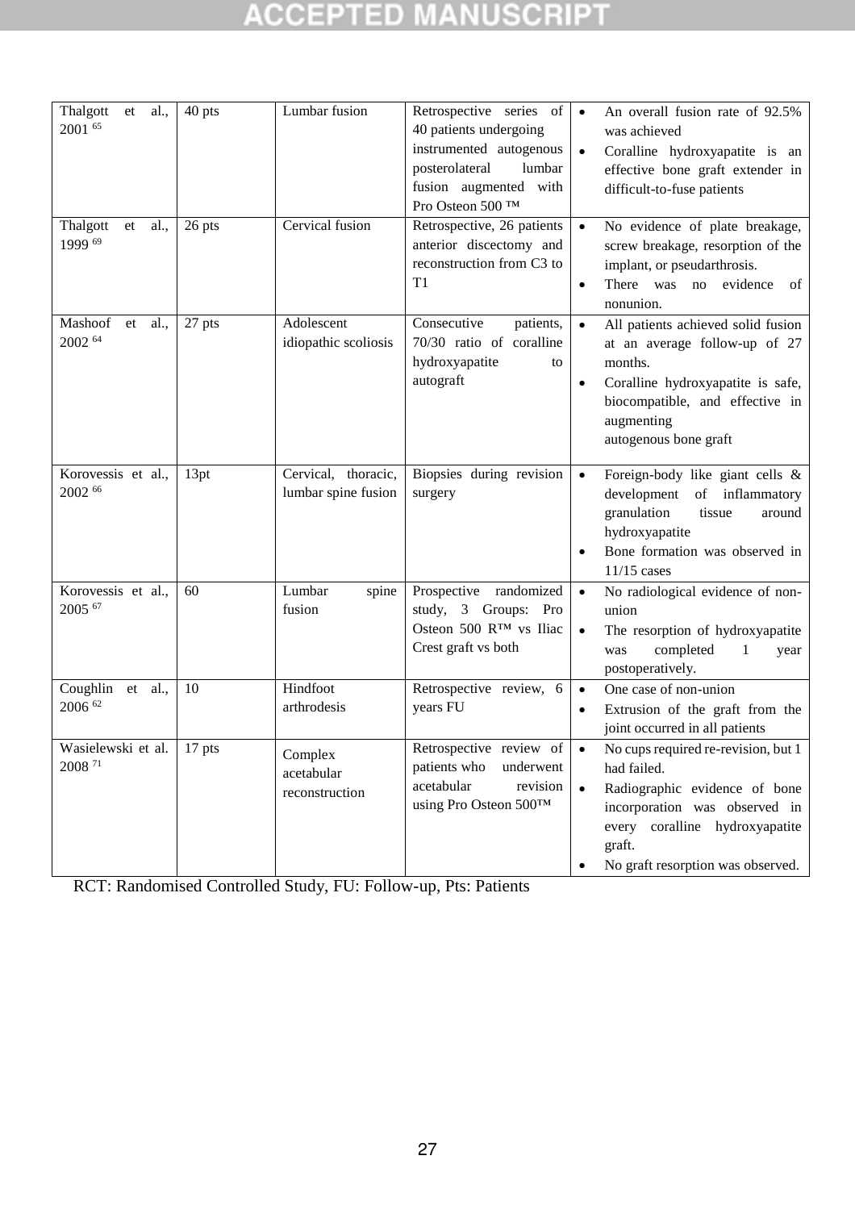| | | | | |
|---|---|---|---|---|
| Thalgott et al., 2001 [65] | 40 pts | Lumbar fusion | Retrospective series of 40 patients undergoing instrumented autogenous posterolateral lumbar fusion augmented with Pro Osteon 500 ™ | • An overall fusion rate of 92.5% was achieved<br>• Coralline hydroxyapatite is an effective bone graft extender in difficult-to-fuse patients |
| Thalgott et al., 1999 [69] | 26 pts | Cervical fusion | Retrospective, 26 patients anterior discectomy and reconstruction from C3 to T1 | • No evidence of plate breakage, screw breakage, resorption of the implant, or pseudarthrosis.<br>• There was no evidence of nonunion. |
| Mashoof et al., 2002 [64] | 27 pts | Adolescent idiopathic scoliosis | Consecutive patients, 70/30 ratio of coralline hydroxyapatite to autograft | • All patients achieved solid fusion at an average follow-up of 27 months.<br>• Coralline hydroxyapatite is safe, biocompatible, and effective in augmenting autogenous bone graft |
| Korovessis et al., 2002 [66] | 13pt | Cervical, thoracic, lumbar spine fusion | Biopsies during revision surgery | • Foreign-body like giant cells & development of inflammatory granulation tissue around hydroxyapatite<br>• Bone formation was observed in 11/15 cases |
| Korovessis et al., 2005 [67] | 60 | Lumbar spine fusion | Prospective randomized study, 3 Groups: Pro Osteon 500 R™ vs Iliac Crest graft vs both | • No radiological evidence of non-union<br>• The resorption of hydroxyapatite was completed 1 year postoperatively. |
| Coughlin et al., 2006 [62] | 10 | Hindfoot arthrodesis | Retrospective review, 6 years FU | • One case of non-union<br>• Extrusion of the graft from the joint occurred in all patients |
| Wasielewski et al. 2008 [71] | 17 pts | Complex acetabular reconstruction | Retrospective review of patients who underwent acetabular revision using Pro Osteon 500™ | • No cups required re-revision, but 1 had failed.<br>• Radiographic evidence of bone incorporation was observed in every coralline hydroxyapatite graft.<br>• No graft resorption was observed. |

RCT: Randomised Controlled Study, FU: Follow-up, Pts: Patients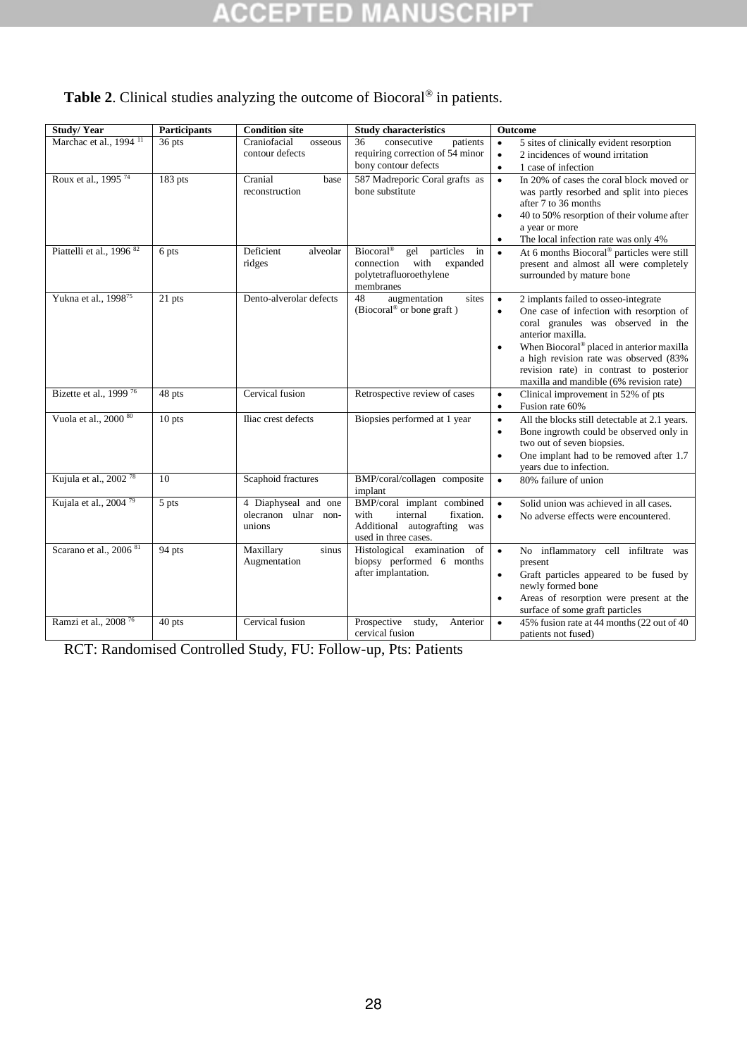**Table 2**. Clinical studies analyzing the outcome of Biocoral® in patients.

| Study/ Year | Participants | Condition site | Study characteristics | Outcome |
|---|---|---|---|---|
| Marchac et al., 1994 [11] | 36 pts | Craniofacial osseous contour defects | 36 consecutive patients requiring correction of 54 minor bony contour defects | • 5 sites of clinically evident resorption<br>• 2 incidences of wound irritation<br>• 1 case of infection |
| Roux et al., 1995 [74] | 183 pts | Cranial base reconstruction | 587 Madreporic Coral grafts as bone substitute | • In 20% of cases the coral block moved or was partly resorbed and split into pieces after 7 to 36 months<br>• 40 to 50% resorption of their volume after a year or more<br>• The local infection rate was only 4% |
| Piattelli et al., 1996 [82] | 6 pts | Deficient alveolar ridges | Biocoral® gel particles in connection with expanded polytetrafluoroethylene membranes | • At 6 months Biocoral® particles were still present and almost all were completely surrounded by mature bone |
| Yukna et al., 1998[75] | 21 pts | Dento-alverolar defects | 48 augmentation sites (Biocoral® or bone graft ) | • 2 implants failed to osseo-integrate<br>• One case of infection with resorption of coral granules was observed in the anterior maxilla.<br>• When Biocoral® placed in anterior maxilla a high revision rate was observed (83% revision rate) in contrast to posterior maxilla and mandible (6% revision rate) |
| Bizette et al., 1999 [76] | 48 pts | Cervical fusion | Retrospective review of cases | • Clinical improvement in 52% of pts<br>• Fusion rate 60% |
| Vuola et al., 2000 [80] | 10 pts | Iliac crest defects | Biopsies performed at 1 year | • All the blocks still detectable at 2.1 years.<br>• Bone ingrowth could be observed only in two out of seven biopsies.<br>• One implant had to be removed after 1.7 years due to infection. |
| Kujula et al., 2002 [78] | 10 | Scaphoid fractures | BMP/coral/collagen composite implant | • 80% failure of union |
| Kujala et al., 2004 [79] | 5 pts | 4 Diaphyseal and one olecranon ulnar non-unions | BMP/coral implant combined with internal fixation. Additional autografting was used in three cases. | • Solid union was achieved in all cases.<br>• No adverse effects were encountered. |
| Scarano et al., 2006 [81] | 94 pts | Maxillary sinus Augmentation | Histological examination of biopsy performed 6 months after implantation. | • No inflammatory cell infiltrate was present<br>• Graft particles appeared to be fused by newly formed bone<br>• Areas of resorption were present at the surface of some graft particles |
| Ramzi et al., 2008 [76] | 40 pts | Cervical fusion | Prospective study, Anterior cervical fusion | • 45% fusion rate at 44 months (22 out of 40 patients not fused) |

RCT: Randomised Controlled Study, FU: Follow-up, Pts: Patients